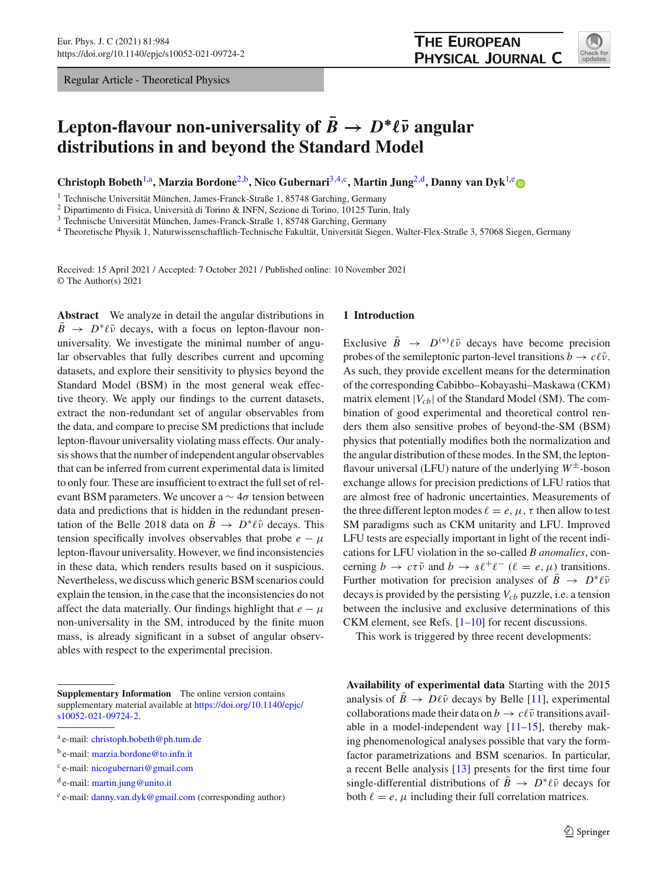Regular Article - Theoretical Physics

# Lepton-flavour non-universality of $\bar{B} \to D^* \ell \bar{\nu}$ angular distributions in and beyond the Standard Model

**Christoph Bobeth**[1,a], **Marzia Bordone**[2,b], **Nico Gubernari**[3,4,c], **Martin Jung**[2,d], **Danny van Dyk**[1,e]

[1] Technische Universität München, James-Franck-Straße 1, 85748 Garching, Germany
[2] Dipartimento di Fisica, Università di Torino & INFN, Sezione di Torino, 10125 Turin, Italy
[3] Technische Universität München, James-Franck-Straße 1, 85748 Garching, Germany
[4] Theoretische Physik 1, Naturwissenschaftlich-Technische Fakultät, Universität Siegen, Walter-Flex-Straße 3, 57068 Siegen, Germany

Received: 15 April 2021 / Accepted: 7 October 2021 / Published online: 10 November 2021
© The Author(s) 2021

**Abstract** We analyze in detail the angular distributions in $\bar{B} \to D^* \ell \bar{\nu}$ decays, with a focus on lepton-flavour non-universality. We investigate the minimal number of angular observables that fully describes current and upcoming datasets, and explore their sensitivity to physics beyond the Standard Model (BSM) in the most general weak effective theory. We apply our findings to the current datasets, extract the non-redundant set of angular observables from the data, and compare to precise SM predictions that include lepton-flavour universality violating mass effects. Our analysis shows that the number of independent angular observables that can be inferred from current experimental data is limited to only four. These are insufficient to extract the full set of relevant BSM parameters. We uncover a $\sim 4\sigma$ tension between data and predictions that is hidden in the redundant presentation of the Belle 2018 data on $\bar{B} \to D^* \ell \bar{\nu}$ decays. This tension specifically involves observables that probe $e - \mu$ lepton-flavour universality. However, we find inconsistencies in these data, which renders results based on it suspicious. Nevertheless, we discuss which generic BSM scenarios could explain the tension, in the case that the inconsistencies do not affect the data materially. Our findings highlight that $e - \mu$ non-universality in the SM, introduced by the finite muon mass, is already significant in a subset of angular observables with respect to the experimental precision.

## 1 Introduction

Exclusive $\bar{B} \to D^{(*)} \ell \bar{\nu}$ decays have become precision probes of the semileptonic parton-level transitions $b \to c \ell \bar{\nu}$. As such, they provide excellent means for the determination of the corresponding Cabibbo–Kobayashi–Maskawa (CKM) matrix element $|V_{cb}|$ of the Standard Model (SM). The combination of good experimental and theoretical control renders them also sensitive probes of beyond-the-SM (BSM) physics that potentially modifies both the normalization and the angular distribution of these modes. In the SM, the lepton-flavour universal (LFU) nature of the underlying $W^\pm$-boson exchange allows for precision predictions of LFU ratios that are almost free of hadronic uncertainties. Measurements of the three different lepton modes $\ell = e, \mu, \tau$ then allow to test SM paradigms such as CKM unitarity and LFU. Improved LFU tests are especially important in light of the recent indications for LFU violation in the so-called *B anomalies*, concerning $b \to c \tau \bar{\nu}$ and $b \to s \ell^+ \ell^-$ ($\ell = e, \mu$) transitions. Further motivation for precision analyses of $\bar{B} \to D^* \ell \bar{\nu}$ decays is provided by the persisting $V_{cb}$ puzzle, i.e. a tension between the inclusive and exclusive determinations of this CKM element, see Refs. [1–10] for recent discussions.

This work is triggered by three recent developments:

**Availability of experimental data** Starting with the 2015 analysis of $\bar{B} \to D \ell \bar{\nu}$ decays by Belle [11], experimental collaborations made their data on $b \to c \ell \bar{\nu}$ transitions available in a model-independent way [11–15], thereby making phenomenological analyses possible that vary the form-factor parametrizations and BSM scenarios. In particular, a recent Belle analysis [13] presents for the first time four single-differential distributions of $\bar{B} \to D^* \ell \bar{\nu}$ decays for both $\ell = e, \mu$ including their full correlation matrices.

---

**Supplementary Information** The online version contains supplementary material available at https://doi.org/10.1140/epjc/s10052-021-09724-2.

[a] e-mail: christoph.bobeth@ph.tum.de
[b] e-mail: marzia.bordone@to.infn.it
[c] e-mail: nicogubernari@gmail.com
[d] e-mail: martin.jung@unito.it
[e] e-mail: danny.van.dyk@gmail.com (corresponding author)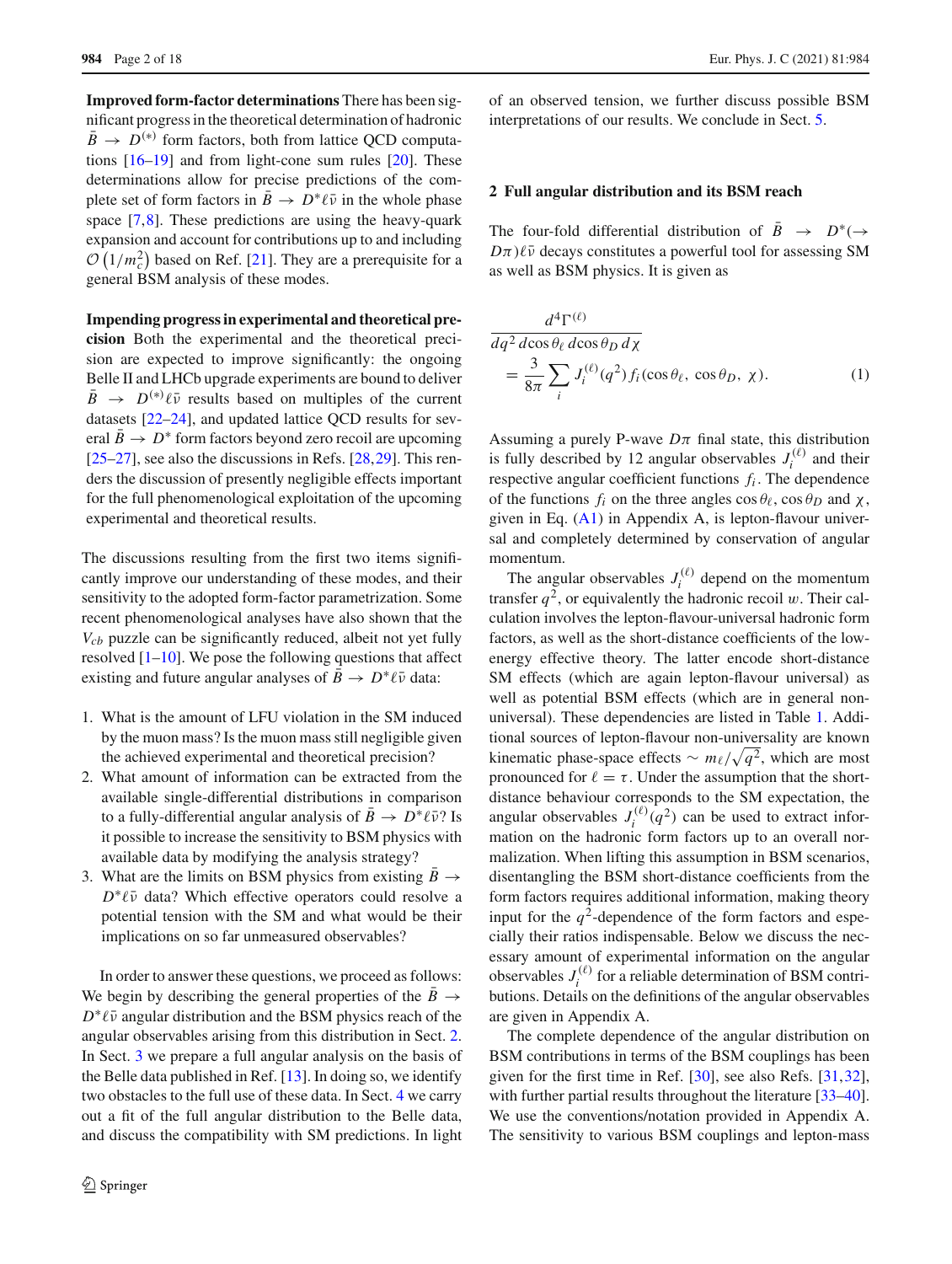**Improved form-factor determinations** There has been significant progress in the theoretical determination of hadronic $\bar{B} \to D^{(*)}$ form factors, both from lattice QCD computations [16–19] and from light-cone sum rules [20]. These determinations allow for precise predictions of the complete set of form factors in $\bar{B} \to D^*\ell\bar{\nu}$ in the whole phase space [7,8]. These predictions are using the heavy-quark expansion and account for contributions up to and including $\mathcal{O}\left(1/m_c^2\right)$ based on Ref. [21]. They are a prerequisite for a general BSM analysis of these modes.

**Impending progress in experimental and theoretical precision** Both the experimental and the theoretical precision are expected to improve significantly: the ongoing Belle II and LHCb upgrade experiments are bound to deliver $\bar{B} \to D^{(*)}\ell\bar{\nu}$ results based on multiples of the current datasets [22–24], and updated lattice QCD results for several $\bar{B} \to D^*$ form factors beyond zero recoil are upcoming [25–27], see also the discussions in Refs. [28,29]. This renders the discussion of presently negligible effects important for the full phenomenological exploitation of the upcoming experimental and theoretical results.

The discussions resulting from the first two items significantly improve our understanding of these modes, and their sensitivity to the adopted form-factor parametrization. Some recent phenomenological analyses have also shown that the $V_{cb}$ puzzle can be significantly reduced, albeit not yet fully resolved [1–10]. We pose the following questions that affect existing and future angular analyses of $\bar{B} \to D^*\ell\bar{\nu}$ data:

1. What is the amount of LFU violation in the SM induced by the muon mass? Is the muon mass still negligible given the achieved experimental and theoretical precision?
2. What amount of information can be extracted from the available single-differential distributions in comparison to a fully-differential angular analysis of $\bar{B} \to D^*\ell\bar{\nu}$? Is it possible to increase the sensitivity to BSM physics with available data by modifying the analysis strategy?
3. What are the limits on BSM physics from existing $\bar{B} \to D^*\ell\bar{\nu}$ data? Which effective operators could resolve a potential tension with the SM and what would be their implications on so far unmeasured observables?

In order to answer these questions, we proceed as follows: We begin by describing the general properties of the $\bar{B} \to D^*\ell\bar{\nu}$ angular distribution and the BSM physics reach of the angular observables arising from this distribution in Sect. 2. In Sect. 3 we prepare a full angular analysis on the basis of the Belle data published in Ref. [13]. In doing so, we identify two obstacles to the full use of these data. In Sect. 4 we carry out a fit of the full angular distribution to the Belle data, and discuss the compatibility with SM predictions. In light of an observed tension, we further discuss possible BSM interpretations of our results. We conclude in Sect. 5.

## 2 Full angular distribution and its BSM reach

The four-fold differential distribution of $\bar{B} \to D^*(\to D\pi)\ell\bar{\nu}$ decays constitutes a powerful tool for assessing SM as well as BSM physics. It is given as

$$\frac{d^4\Gamma^{(\ell)}}{dq^2\, d\cos\theta_\ell\, d\cos\theta_D\, d\chi} = \frac{3}{8\pi}\sum_i J_i^{(\ell)}(q^2)\, f_i(\cos\theta_\ell,\, \cos\theta_D,\, \chi). \tag{1}$$

Assuming a purely P-wave $D\pi$ final state, this distribution is fully described by 12 angular observables $J_i^{(\ell)}$ and their respective angular coefficient functions $f_i$. The dependence of the functions $f_i$ on the three angles $\cos\theta_\ell$, $\cos\theta_D$ and $\chi$, given in Eq. (A1) in Appendix A, is lepton-flavour universal and completely determined by conservation of angular momentum.

The angular observables $J_i^{(\ell)}$ depend on the momentum transfer $q^2$, or equivalently the hadronic recoil $w$. Their calculation involves the lepton-flavour-universal hadronic form factors, as well as the short-distance coefficients of the low-energy effective theory. The latter encode short-distance SM effects (which are again lepton-flavour universal) as well as potential BSM effects (which are in general non-universal). These dependencies are listed in Table 1. Additional sources of lepton-flavour non-universality are known kinematic phase-space effects $\sim m_\ell/\sqrt{q^2}$, which are most pronounced for $\ell = \tau$. Under the assumption that the short-distance behaviour corresponds to the SM expectation, the angular observables $J_i^{(\ell)}(q^2)$ can be used to extract information on the hadronic form factors up to an overall normalization. When lifting this assumption in BSM scenarios, disentangling the BSM short-distance coefficients from the form factors requires additional information, making theory input for the $q^2$-dependence of the form factors and especially their ratios indispensable. Below we discuss the necessary amount of experimental information on the angular observables $J_i^{(\ell)}$ for a reliable determination of BSM contributions. Details on the definitions of the angular observables are given in Appendix A.

The complete dependence of the angular distribution on BSM contributions in terms of the BSM couplings has been given for the first time in Ref. [30], see also Refs. [31,32], with further partial results throughout the literature [33–40]. We use the conventions/notation provided in Appendix A. The sensitivity to various BSM couplings and lepton-mass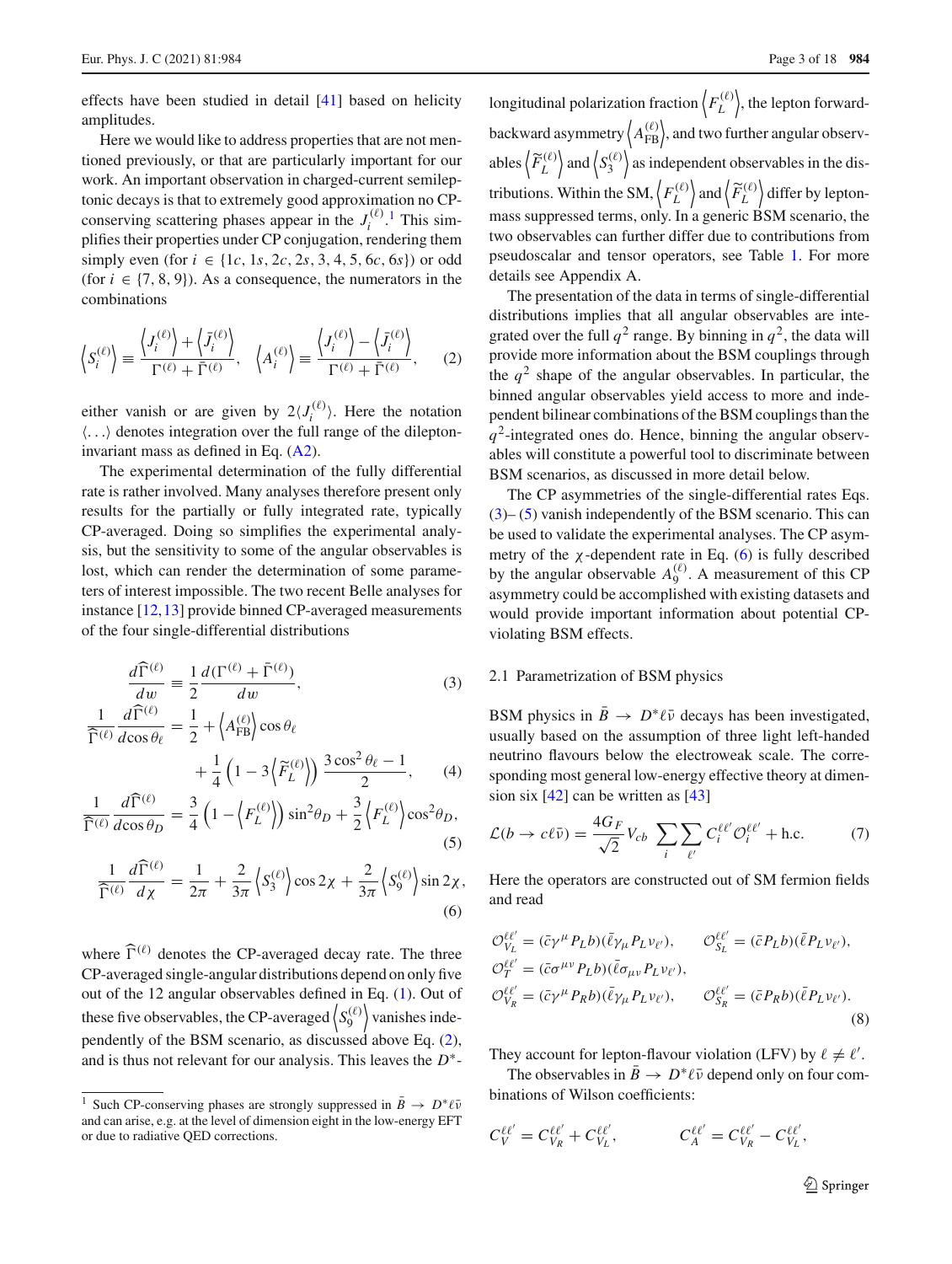effects have been studied in detail [41] based on helicity amplitudes.

Here we would like to address properties that are not mentioned previously, or that are particularly important for our work. An important observation in charged-current semileptonic decays is that to extremely good approximation no CP-conserving scattering phases appear in the $J_i^{(\ell)}$.[1] This simplifies their properties under CP conjugation, rendering them simply even (for $i \in \{1c, 1s, 2c, 2s, 3, 4, 5, 6c, 6s\}$) or odd (for $i \in \{7, 8, 9\}$). As a consequence, the numerators in the combinations

$$\left\langle S_i^{(\ell)} \right\rangle \equiv \frac{\left\langle J_i^{(\ell)} \right\rangle + \left\langle \bar{J}_i^{(\ell)} \right\rangle}{\Gamma^{(\ell)} + \bar{\Gamma}^{(\ell)}}, \quad \left\langle A_i^{(\ell)} \right\rangle \equiv \frac{\left\langle J_i^{(\ell)} \right\rangle - \left\langle \bar{J}_i^{(\ell)} \right\rangle}{\Gamma^{(\ell)} + \bar{\Gamma}^{(\ell)}}, \qquad (2)$$

either vanish or are given by $2\langle J_i^{(\ell)} \rangle$. Here the notation $\langle \ldots \rangle$ denotes integration over the full range of the dilepton-invariant mass as defined in Eq. (A2).

The experimental determination of the fully differential rate is rather involved. Many analyses therefore present only results for the partially or fully integrated rate, typically CP-averaged. Doing so simplifies the experimental analysis, but the sensitivity to some of the angular observables is lost, which can render the determination of some parameters of interest impossible. The two recent Belle analyses for instance [12,13] provide binned CP-averaged measurements of the four single-differential distributions

$$\frac{d\widehat{\Gamma}^{(\ell)}}{dw} \equiv \frac{1}{2} \frac{d(\Gamma^{(\ell)} + \bar{\Gamma}^{(\ell)})}{dw}, \qquad (3)$$

$$\frac{1}{\widehat{\Gamma}^{(\ell)}} \frac{d\widehat{\Gamma}^{(\ell)}}{d\cos\theta_\ell} = \frac{1}{2} + \left\langle A_{\rm FB}^{(\ell)} \right\rangle \cos\theta_\ell + \frac{1}{4}\left(1 - 3\left\langle \widetilde{F}_L^{(\ell)} \right\rangle\right) \frac{3\cos^2\theta_\ell - 1}{2}, \qquad (4)$$

$$\frac{1}{\widehat{\Gamma}^{(\ell)}} \frac{d\widehat{\Gamma}^{(\ell)}}{d\cos\theta_D} = \frac{3}{4}\left(1 - \left\langle F_L^{(\ell)} \right\rangle\right) \sin^2\theta_D + \frac{3}{2}\left\langle F_L^{(\ell)} \right\rangle \cos^2\theta_D, \qquad (5)$$

$$\frac{1}{\widehat{\Gamma}^{(\ell)}} \frac{d\widehat{\Gamma}^{(\ell)}}{d\chi} = \frac{1}{2\pi} + \frac{2}{3\pi}\left\langle S_3^{(\ell)} \right\rangle \cos 2\chi + \frac{2}{3\pi}\left\langle S_9^{(\ell)} \right\rangle \sin 2\chi, \qquad (6)$$

where $\widehat{\Gamma}^{(\ell)}$ denotes the CP-averaged decay rate. The three CP-averaged single-angular distributions depend on only five out of the 12 angular observables defined in Eq. (1). Out of these five observables, the CP-averaged $\left\langle S_9^{(\ell)} \right\rangle$ vanishes independently of the BSM scenario, as discussed above Eq. (2), and is thus not relevant for our analysis. This leaves the $D^*$-longitudinal polarization fraction $\left\langle F_L^{(\ell)} \right\rangle$, the lepton forward-backward asymmetry $\left\langle A_{\rm FB}^{(\ell)} \right\rangle$, and two further angular observables $\left\langle \widetilde{F}_L^{(\ell)} \right\rangle$ and $\left\langle S_3^{(\ell)} \right\rangle$ as independent observables in the distributions. Within the SM, $\left\langle F_L^{(\ell)} \right\rangle$ and $\left\langle \widetilde{F}_L^{(\ell)} \right\rangle$ differ by lepton-mass suppressed terms, only. In a generic BSM scenario, the two observables can further differ due to contributions from pseudoscalar and tensor operators, see Table 1. For more details see Appendix A.

The presentation of the data in terms of single-differential distributions implies that all angular observables are integrated over the full $q^2$ range. By binning in $q^2$, the data will provide more information about the BSM couplings through the $q^2$ shape of the angular observables. In particular, the binned angular observables yield access to more and independent bilinear combinations of the BSM couplings than the $q^2$-integrated ones do. Hence, binning the angular observables will constitute a powerful tool to discriminate between BSM scenarios, as discussed in more detail below.

The CP asymmetries of the single-differential rates Eqs. (3)–(5) vanish independently of the BSM scenario. This can be used to validate the experimental analyses. The CP asymmetry of the $\chi$-dependent rate in Eq. (6) is fully described by the angular observable $A_9^{(\ell)}$. A measurement of this CP asymmetry could be accomplished with existing datasets and would provide important information about potential CP-violating BSM effects.

### 2.1 Parametrization of BSM physics

BSM physics in $\bar{B} \to D^* \ell \bar{\nu}$ decays has been investigated, usually based on the assumption of three light left-handed neutrino flavours below the electroweak scale. The corresponding most general low-energy effective theory at dimension six [42] can be written as [43]

$$\mathcal{L}(b \to c\ell\bar{\nu}) = \frac{4G_F}{\sqrt{2}} V_{cb} \sum_i \sum_{\ell'} C_i^{\ell\ell'} \mathcal{O}_i^{\ell\ell'} + \text{h.c.} \qquad (7)$$

Here the operators are constructed out of SM fermion fields and read

$$\begin{aligned}
\mathcal{O}_{V_L}^{\ell\ell'} &= (\bar{c}\gamma^\mu P_L b)(\bar{\ell}\gamma_\mu P_L \nu_{\ell'}), \qquad \mathcal{O}_{S_L}^{\ell\ell'} = (\bar{c} P_L b)(\bar{\ell} P_L \nu_{\ell'}),\\
\mathcal{O}_T^{\ell\ell'} &= (\bar{c}\sigma^{\mu\nu} P_L b)(\bar{\ell}\sigma_{\mu\nu} P_L \nu_{\ell'}),\\
\mathcal{O}_{V_R}^{\ell\ell'} &= (\bar{c}\gamma^\mu P_R b)(\bar{\ell}\gamma_\mu P_L \nu_{\ell'}), \qquad \mathcal{O}_{S_R}^{\ell\ell'} = (\bar{c} P_R b)(\bar{\ell} P_L \nu_{\ell'}).
\end{aligned} \qquad (8)$$

They account for lepton-flavour violation (LFV) by $\ell \neq \ell'$.

The observables in $\bar{B} \to D^* \ell \bar{\nu}$ depend only on four combinations of Wilson coefficients:

$$C_V^{\ell\ell'} = C_{V_R}^{\ell\ell'} + C_{V_L}^{\ell\ell'}, \qquad C_A^{\ell\ell'} = C_{V_R}^{\ell\ell'} - C_{V_L}^{\ell\ell'},$$

---

[1] Such CP-conserving phases are strongly suppressed in $\bar{B} \to D^* \ell \bar{\nu}$ and can arise, e.g. at the level of dimension eight in the low-energy EFT or due to radiative QED corrections.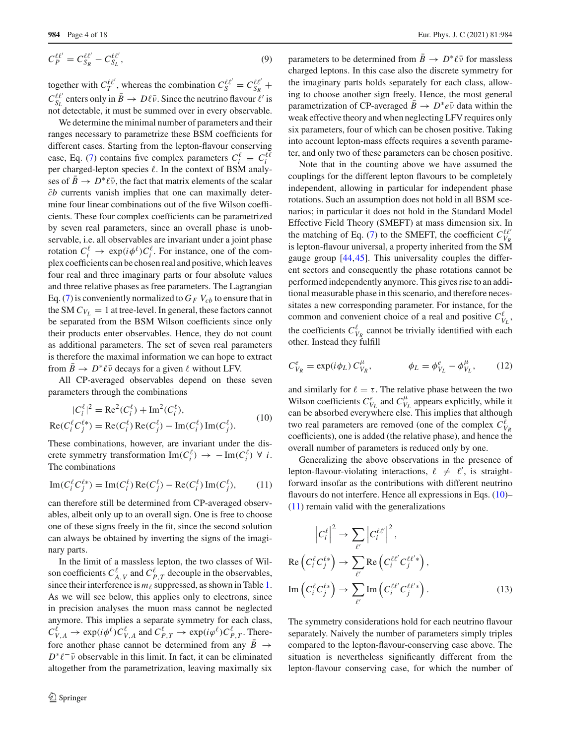$$C_P^{\ell\ell'} = C_{S_R}^{\ell\ell'} - C_{S_L}^{\ell\ell'}, \tag{9}$$

together with $C_T^{\ell\ell'}$, whereas the combination $C_S^{\ell\ell'} = C_{S_R}^{\ell\ell'} + C_{S_L}^{\ell\ell'}$ enters only in $\bar{B} \to D\ell\bar{\nu}$. Since the neutrino flavour $\ell'$ is not detectable, it must be summed over in every observable.

We determine the minimal number of parameters and their ranges necessary to parametrize these BSM coefficients for different cases. Starting from the lepton-flavour conserving case, Eq. (7) contains five complex parameters $C_i^\ell \equiv C_i^{\ell\ell}$ per charged-lepton species $\ell$. In the context of BSM analyses of $\bar{B} \to D^*\ell\bar{\nu}$, the fact that matrix elements of the scalar $\bar{c}b$ currents vanish implies that one can maximally determine four linear combinations out of the five Wilson coefficients. These four complex coefficients can be parametrized by seven real parameters, since an overall phase is unobservable, i.e. all observables are invariant under a joint phase rotation $C_i^\ell \to \exp(i\phi^\ell)C_i^\ell$. For instance, one of the complex coefficients can be chosen real and positive, which leaves four real and three imaginary parts or four absolute values and three relative phases as free parameters. The Lagrangian Eq. (7) is conveniently normalized to $G_F\, V_{cb}$ to ensure that in the SM $C_{V_L} = 1$ at tree-level. In general, these factors cannot be separated from the BSM Wilson coefficients since only their products enter observables. Hence, they do not count as additional parameters. The set of seven real parameters is therefore the maximal information we can hope to extract from $\bar{B} \to D^*\ell\bar{\nu}$ decays for a given $\ell$ without LFV.

All CP-averaged observables depend on these seven parameters through the combinations

$$\begin{aligned} |C_i^\ell|^2 &= \mathrm{Re}^2(C_i^\ell) + \mathrm{Im}^2(C_i^\ell), \\ \mathrm{Re}(C_i^\ell C_j^{\ell*}) &= \mathrm{Re}(C_i^\ell)\,\mathrm{Re}(C_j^\ell) - \mathrm{Im}(C_i^\ell)\,\mathrm{Im}(C_j^\ell). \end{aligned} \tag{10}$$

These combinations, however, are invariant under the discrete symmetry transformation $\mathrm{Im}(C_i^\ell) \to -\mathrm{Im}(C_i^\ell)\ \forall\ i$. The combinations

$$\mathrm{Im}(C_i^\ell C_j^{\ell*}) = \mathrm{Im}(C_i^\ell)\,\mathrm{Re}(C_j^\ell) - \mathrm{Re}(C_i^\ell)\,\mathrm{Im}(C_j^\ell), \tag{11}$$

can therefore still be determined from CP-averaged observables, albeit only up to an overall sign. One is free to choose one of these signs freely in the fit, since the second solution can always be obtained by inverting the signs of the imaginary parts.

In the limit of a massless lepton, the two classes of Wilson coefficients $C_{A,V}^\ell$ and $C_{P,T}^\ell$ decouple in the observables, since their interference is $m_\ell$ suppressed, as shown in Table 1. As we will see below, this applies only to electrons, since in precision analyses the muon mass cannot be neglected anymore. This implies a separate symmetry for each class, $C_{V,A}^\ell \to \exp(i\phi^\ell)C_{V,A}^\ell$ and $C_{P,T}^\ell \to \exp(i\varphi^\ell)C_{P,T}^\ell$. Therefore another phase cannot be determined from any $\bar{B} \to D^*\ell^-\bar{\nu}$ observable in this limit. In fact, it can be eliminated altogether from the parametrization, leaving maximally six parameters to be determined from $\bar{B} \to D^*\ell\bar{\nu}$ for massless charged leptons. In this case also the discrete symmetry for the imaginary parts holds separately for each class, allowing to choose another sign freely. Hence, the most general parametrization of CP-averaged $\bar{B} \to D^*e\bar{\nu}$ data within the weak effective theory and when neglecting LFV requires only six parameters, four of which can be chosen positive. Taking into account lepton-mass effects requires a seventh parameter, and only two of these parameters can be chosen positive.

Note that in the counting above we have assumed the couplings for the different lepton flavours to be completely independent, allowing in particular for independent phase rotations. Such an assumption does not hold in all BSM scenarios; in particular it does not hold in the Standard Model Effective Field Theory (SMEFT) at mass dimension six. In the matching of Eq. (7) to the SMEFT, the coefficient $C_{V_R}^{\ell\ell'}$ is lepton-flavour universal, a property inherited from the SM gauge group [44,45]. This universality couples the different sectors and consequently the phase rotations cannot be performed independently anymore. This gives rise to an additional measurable phase in this scenario, and therefore necessitates a new corresponding parameter. For instance, for the common and convenient choice of a real and positive $C_{V_L}^\ell$, the coefficients $C_{V_R}^\ell$ cannot be trivially identified with each other. Instead they fulfill

$$C_{V_R}^e = \exp(i\phi_L)\, C_{V_R}^\mu, \qquad \phi_L = \phi_{V_L}^e - \phi_{V_L}^\mu, \tag{12}$$

and similarly for $\ell = \tau$. The relative phase between the two Wilson coefficients $C_{V_L}^e$ and $C_{V_L}^\mu$ appears explicitly, while it can be absorbed everywhere else. This implies that although two real parameters are removed (one of the complex $C_{V_R}^\ell$ coefficients), one is added (the relative phase), and hence the overall number of parameters is reduced only by one.

Generalizing the above observations in the presence of lepton-flavour-violating interactions, $\ell \neq \ell'$, is straightforward insofar as the contributions with different neutrino flavours do not interfere. Hence all expressions in Eqs. (10)–(11) remain valid with the generalizations

$$\begin{aligned} \left|C_i^\ell\right|^2 &\to \sum_{\ell'} \left|C_i^{\ell\ell'}\right|^2, \\ \mathrm{Re}\left(C_i^\ell C_j^{\ell*}\right) &\to \sum_{\ell'} \mathrm{Re}\left(C_i^{\ell\ell'} C_j^{\ell\ell'*}\right), \\ \mathrm{Im}\left(C_i^\ell C_j^{\ell*}\right) &\to \sum_{\ell'} \mathrm{Im}\left(C_i^{\ell\ell'} C_j^{\ell\ell'*}\right). \end{aligned} \tag{13}$$

The symmetry considerations hold for each neutrino flavour separately. Naively the number of parameters simply triples compared to the lepton-flavour-conserving case above. The situation is nevertheless significantly different from the lepton-flavour conserving case, for which the number of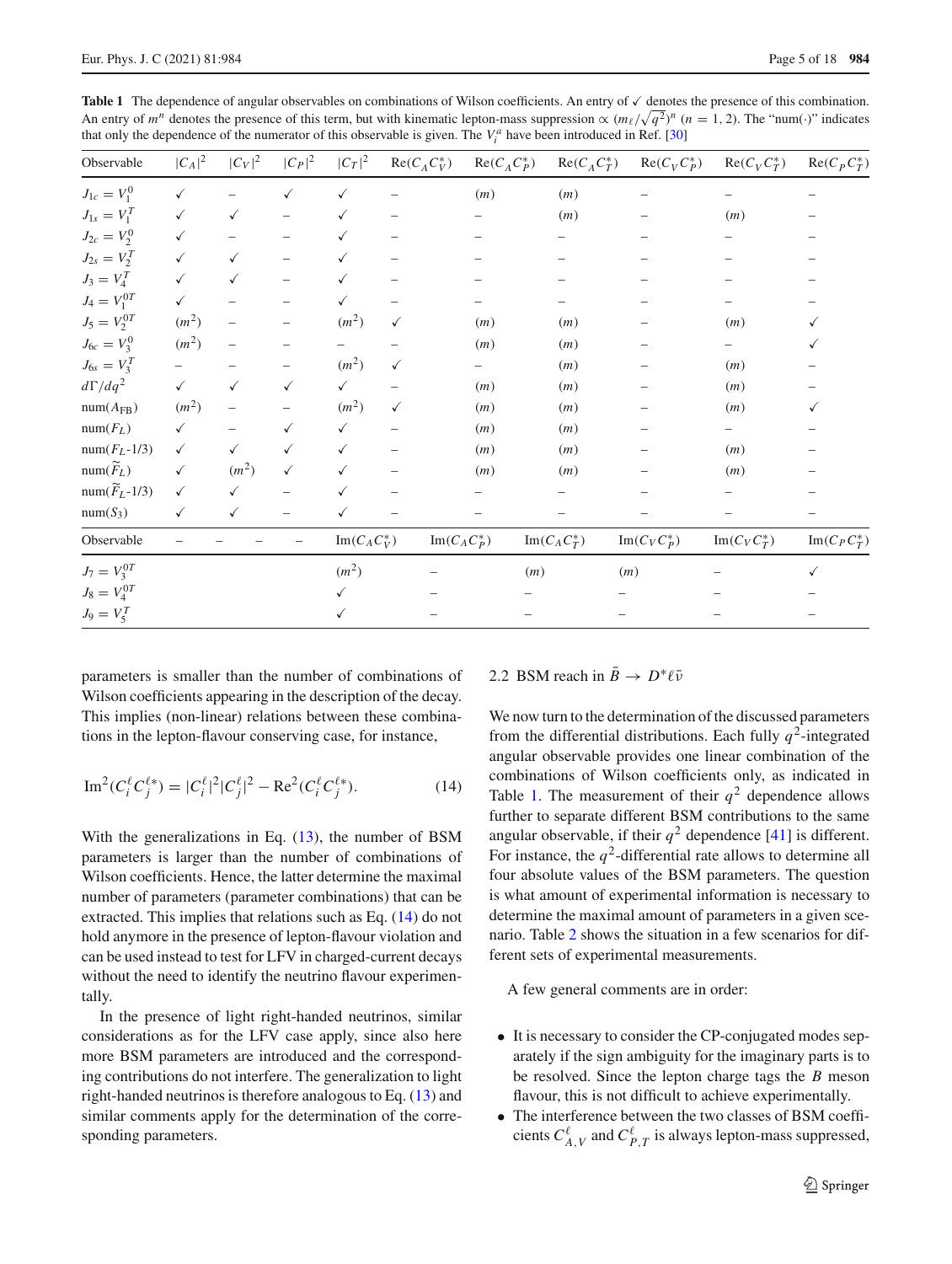**Table 1** The dependence of angular observables on combinations of Wilson coefficients. An entry of ✓ denotes the presence of this combination. An entry of $m^n$ denotes the presence of this term, but with kinematic lepton-mass suppression $\propto (m_\ell/\sqrt{q^2})^n$ $(n = 1, 2)$. The "num(·)" indicates that only the dependence of the numerator of this observable is given. The $V_i^a$ have been introduced in Ref. [30]

| Observable | $\lvert C_A\rvert^2$ | $\lvert C_V\rvert^2$ | $\lvert C_P\rvert^2$ | $\lvert C_T\rvert^2$ | $\mathrm{Re}(C_A C_V^*)$ | $\mathrm{Re}(C_A C_P^*)$ | $\mathrm{Re}(C_A C_T^*)$ | $\mathrm{Re}(C_V C_P^*)$ | $\mathrm{Re}(C_V C_T^*)$ | $\mathrm{Re}(C_P C_T^*)$ |
|---|---|---|---|---|---|---|---|---|---|---|
| $J_{1c} = V_1^0$ | ✓ | – | ✓ | ✓ | – | $(m)$ | $(m)$ | – | – | – |
| $J_{1s} = V_1^T$ | ✓ | ✓ | – | ✓ | – | – | $(m)$ | – | $(m)$ | – |
| $J_{2c} = V_2^0$ | ✓ | – | – | ✓ | – | – | – | – | – | – |
| $J_{2s} = V_2^T$ | ✓ | ✓ | – | ✓ | – | – | – | – | – | – |
| $J_3 = V_4^T$ | ✓ | ✓ | – | ✓ | – | – | – | – | – | – |
| $J_4 = V_1^{0T}$ | ✓ | – | – | ✓ | – | – | – | – | – | – |
| $J_5 = V_2^{0T}$ | $(m^2)$ | – | – | $(m^2)$ | ✓ | $(m)$ | $(m)$ | – | $(m)$ | ✓ |
| $J_{6c} = V_3^0$ | $(m^2)$ | – | – | – | – | $(m)$ | $(m)$ | – | – | ✓ |
| $J_{6s} = V_3^T$ | – | – | – | $(m^2)$ | ✓ | – | $(m)$ | – | $(m)$ | – |
| $d\Gamma/dq^2$ | ✓ | ✓ | ✓ | ✓ | – | $(m)$ | $(m)$ | – | $(m)$ | – |
| num$(A_{\mathrm{FB}})$ | $(m^2)$ | – | – | $(m^2)$ | ✓ | $(m)$ | $(m)$ | – | $(m)$ | ✓ |
| num$(F_L)$ | ✓ | – | ✓ | ✓ | – | $(m)$ | $(m)$ | – | – | – |
| num$(F_L$-1/3$)$ | ✓ | ✓ | ✓ | ✓ | – | $(m)$ | $(m)$ | – | $(m)$ | – |
| num$(\widetilde{F}_L)$ | ✓ | $(m^2)$ | ✓ | ✓ | – | $(m)$ | $(m)$ | – | $(m)$ | – |
| num$(\widetilde{F}_L$-1/3$)$ | ✓ | ✓ | – | ✓ | – | – | – | – | – | – |
| num$(S_3)$ | ✓ | ✓ | – | ✓ | – | – | – | – | – | – |
| **Observable** | – | – | – | – | $\mathrm{Im}(C_A C_V^*)$ | $\mathrm{Im}(C_A C_P^*)$ | $\mathrm{Im}(C_A C_T^*)$ | $\mathrm{Im}(C_V C_P^*)$ | $\mathrm{Im}(C_V C_T^*)$ | $\mathrm{Im}(C_P C_T^*)$ |
| $J_7 = V_3^{0T}$ | | | | | $(m^2)$ | – | $(m)$ | $(m)$ | – | ✓ |
| $J_8 = V_4^{0T}$ | | | | | ✓ | – | – | – | – | – |
| $J_9 = V_5^T$ | | | | | ✓ | – | – | – | – | – |

parameters is smaller than the number of combinations of Wilson coefficients appearing in the description of the decay. This implies (non-linear) relations between these combinations in the lepton-flavour conserving case, for instance,

$$\mathrm{Im}^2(C_i^\ell C_j^{\ell *}) = |C_i^\ell|^2 |C_j^\ell|^2 - \mathrm{Re}^2(C_i^\ell C_j^{\ell *}). \tag{14}$$

With the generalizations in Eq. (13), the number of BSM parameters is larger than the number of combinations of Wilson coefficients. Hence, the latter determine the maximal number of parameters (parameter combinations) that can be extracted. This implies that relations such as Eq. (14) do not hold anymore in the presence of lepton-flavour violation and can be used instead to test for LFV in charged-current decays without the need to identify the neutrino flavour experimentally.

In the presence of light right-handed neutrinos, similar considerations as for the LFV case apply, since also here more BSM parameters are introduced and the corresponding contributions do not interfere. The generalization to light right-handed neutrinos is therefore analogous to Eq. (13) and similar comments apply for the determination of the corresponding parameters.

### 2.2 BSM reach in $\bar{B} \to D^* \ell \bar{\nu}$

We now turn to the determination of the discussed parameters from the differential distributions. Each fully $q^2$-integrated angular observable provides one linear combination of the combinations of Wilson coefficients only, as indicated in Table 1. The measurement of their $q^2$ dependence allows further to separate different BSM contributions to the same angular observable, if their $q^2$ dependence [41] is different. For instance, the $q^2$-differential rate allows to determine all four absolute values of the BSM parameters. The question is what amount of experimental information is necessary to determine the maximal amount of parameters in a given scenario. Table 2 shows the situation in a few scenarios for different sets of experimental measurements.

A few general comments are in order:

- It is necessary to consider the CP-conjugated modes separately if the sign ambiguity for the imaginary parts is to be resolved. Since the lepton charge tags the $B$ meson flavour, this is not difficult to achieve experimentally.
- The interference between the two classes of BSM coefficients $C_{A,V}^\ell$ and $C_{P,T}^\ell$ is always lepton-mass suppressed,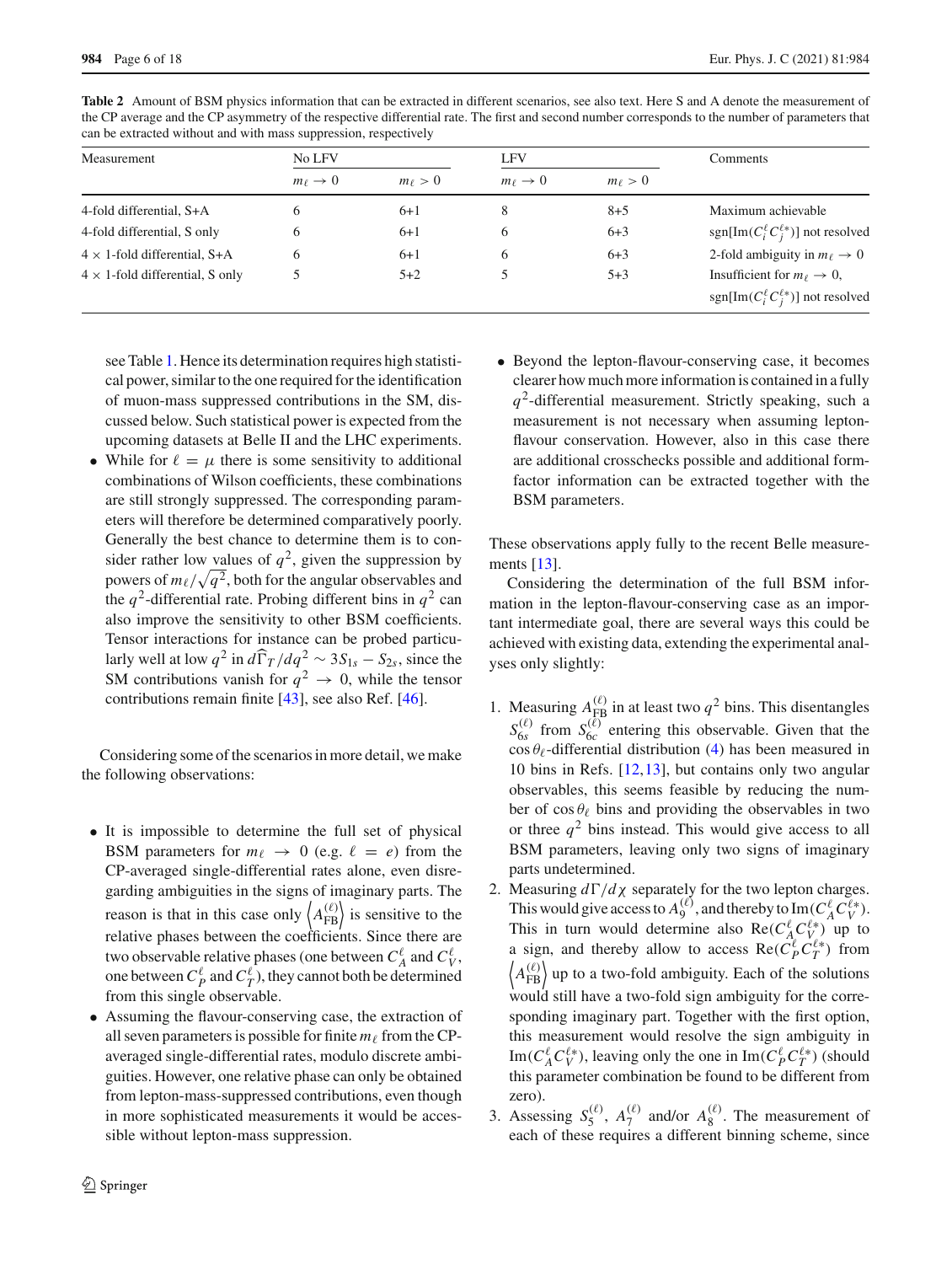**Table 2** Amount of BSM physics information that can be extracted in different scenarios, see also text. Here S and A denote the measurement of the CP average and the CP asymmetry of the respective differential rate. The first and second number corresponds to the number of parameters that can be extracted without and with mass suppression, respectively

| Measurement | No LFV | | LFV | | Comments |
|---|---|---|---|---|---|
| | $m_\ell \to 0$ | $m_\ell > 0$ | $m_\ell \to 0$ | $m_\ell > 0$ | |
| 4-fold differential, S+A | 6 | 6+1 | 8 | 8+5 | Maximum achievable |
| 4-fold differential, S only | 6 | 6+1 | 6 | 6+3 | $\mathrm{sgn}[\mathrm{Im}(C_i^\ell C_j^{\ell *})]$ not resolved |
| $4 \times$ 1-fold differential, S+A | 6 | 6+1 | 6 | 6+3 | 2-fold ambiguity in $m_\ell \to 0$ |
| $4 \times$ 1-fold differential, S only | 5 | 5+2 | 5 | 5+3 | Insufficient for $m_\ell \to 0$, $\mathrm{sgn}[\mathrm{Im}(C_i^\ell C_j^{\ell *})]$ not resolved |

see Table 1. Hence its determination requires high statistical power, similar to the one required for the identification of muon-mass suppressed contributions in the SM, discussed below. Such statistical power is expected from the upcoming datasets at Belle II and the LHC experiments.

- While for $\ell = \mu$ there is some sensitivity to additional combinations of Wilson coefficients, these combinations are still strongly suppressed. The corresponding parameters will therefore be determined comparatively poorly. Generally the best chance to determine them is to consider rather low values of $q^2$, given the suppression by powers of $m_\ell/\sqrt{q^2}$, both for the angular observables and the $q^2$-differential rate. Probing different bins in $q^2$ can also improve the sensitivity to other BSM coefficients. Tensor interactions for instance can be probed particularly well at low $q^2$ in $d\widehat{\Gamma}_T/dq^2 \sim 3S_{1s} - S_{2s}$, since the SM contributions vanish for $q^2 \to 0$, while the tensor contributions remain finite [43], see also Ref. [46].

Considering some of the scenarios in more detail, we make the following observations:

- It is impossible to determine the full set of physical BSM parameters for $m_\ell \to 0$ (e.g. $\ell = e$) from the CP-averaged single-differential rates alone, even disregarding ambiguities in the signs of imaginary parts. The reason is that in this case only $\left\langle A_{\mathrm{FB}}^{(\ell)} \right\rangle$ is sensitive to the relative phases between the coefficients. Since there are two observable relative phases (one between $C_A^\ell$ and $C_V^\ell$, one between $C_P^\ell$ and $C_T^\ell$), they cannot both be determined from this single observable.
- Assuming the flavour-conserving case, the extraction of all seven parameters is possible for finite $m_\ell$ from the CP-averaged single-differential rates, modulo discrete ambiguities. However, one relative phase can only be obtained from lepton-mass-suppressed contributions, even though in more sophisticated measurements it would be accessible without lepton-mass suppression.
- Beyond the lepton-flavour-conserving case, it becomes clearer how much more information is contained in a fully $q^2$-differential measurement. Strictly speaking, such a measurement is not necessary when assuming lepton-flavour conservation. However, also in this case there are additional crosschecks possible and additional form-factor information can be extracted together with the BSM parameters.

These observations apply fully to the recent Belle measurements [13].

Considering the determination of the full BSM information in the lepton-flavour-conserving case as an important intermediate goal, there are several ways this could be achieved with existing data, extending the experimental analyses only slightly:

1. Measuring $A_{\mathrm{FB}}^{(\ell)}$ in at least two $q^2$ bins. This disentangles $S_{6s}^{(\ell)}$ from $S_{6c}^{(\ell)}$ entering this observable. Given that the $\cos\theta_\ell$-differential distribution (4) has been measured in 10 bins in Refs. [12,13], but contains only two angular observables, this seems feasible by reducing the number of $\cos\theta_\ell$ bins and providing the observables in two or three $q^2$ bins instead. This would give access to all BSM parameters, leaving only two signs of imaginary parts undetermined.
2. Measuring $d\Gamma/d\chi$ separately for the two lepton charges. This would give access to $A_9^{(\ell)}$, and thereby to $\mathrm{Im}(C_A^\ell C_V^{\ell *})$. This in turn would determine also $\mathrm{Re}(C_A^\ell C_V^{\ell *})$ up to a sign, and thereby allow to access $\mathrm{Re}(C_P^\ell C_T^{\ell *})$ from $\left\langle A_{\mathrm{FB}}^{(\ell)} \right\rangle$ up to a two-fold ambiguity. Each of the solutions would still have a two-fold sign ambiguity for the corresponding imaginary part. Together with the first option, this measurement would resolve the sign ambiguity in $\mathrm{Im}(C_A^\ell C_V^{\ell *})$, leaving only the one in $\mathrm{Im}(C_P^\ell C_T^{\ell *})$ (should this parameter combination be found to be different from zero).
3. Assessing $S_5^{(\ell)}$, $A_7^{(\ell)}$ and/or $A_8^{(\ell)}$. The measurement of each of these requires a different binning scheme, since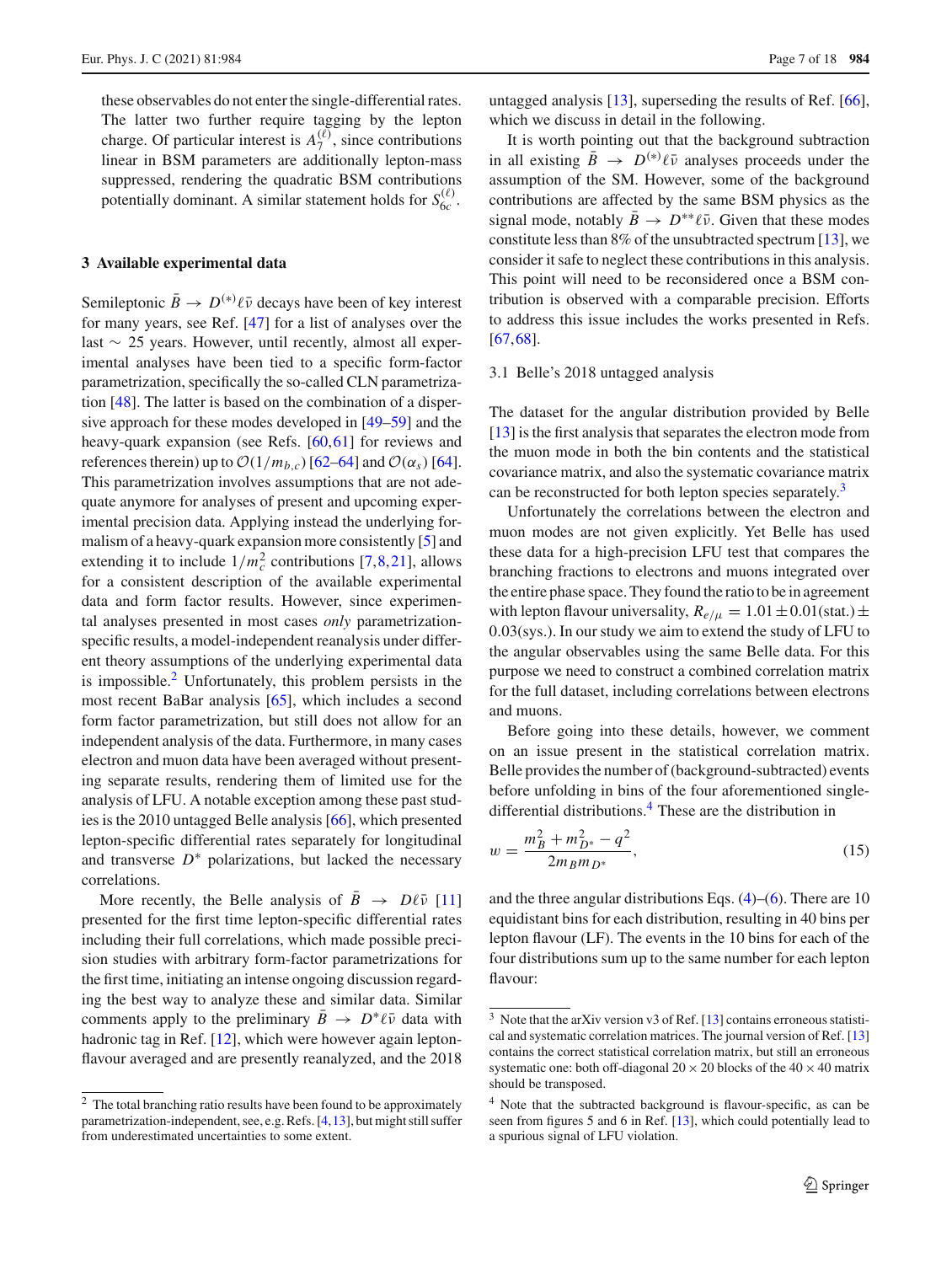these observables do not enter the single-differential rates. The latter two further require tagging by the lepton charge. Of particular interest is $A_7^{(\ell)}$, since contributions linear in BSM parameters are additionally lepton-mass suppressed, rendering the quadratic BSM contributions potentially dominant. A similar statement holds for $S_{6c}^{(\ell)}$.

## 3 Available experimental data

Semileptonic $\bar{B} \to D^{(*)}\ell\bar{\nu}$ decays have been of key interest for many years, see Ref. [47] for a list of analyses over the last $\sim$ 25 years. However, until recently, almost all experimental analyses have been tied to a specific form-factor parametrization, specifically the so-called CLN parametrization [48]. The latter is based on the combination of a dispersive approach for these modes developed in [49–59] and the heavy-quark expansion (see Refs. [60,61] for reviews and references therein) up to $\mathcal{O}(1/m_{b,c})$ [62–64] and $\mathcal{O}(\alpha_s)$ [64]. This parametrization involves assumptions that are not adequate anymore for analyses of present and upcoming experimental precision data. Applying instead the underlying formalism of a heavy-quark expansion more consistently [5] and extending it to include $1/m_c^2$ contributions [7,8,21], allows for a consistent description of the available experimental data and form factor results. However, since experimental analyses presented in most cases *only* parametrization-specific results, a model-independent reanalysis under different theory assumptions of the underlying experimental data is impossible.[2] Unfortunately, this problem persists in the most recent BaBar analysis [65], which includes a second form factor parametrization, but still does not allow for an independent analysis of the data. Furthermore, in many cases electron and muon data have been averaged without presenting separate results, rendering them of limited use for the analysis of LFU. A notable exception among these past studies is the 2010 untagged Belle analysis [66], which presented lepton-specific differential rates separately for longitudinal and transverse $D^*$ polarizations, but lacked the necessary correlations.

More recently, the Belle analysis of $\bar{B} \to D\ell\bar{\nu}$ [11] presented for the first time lepton-specific differential rates including their full correlations, which made possible precision studies with arbitrary form-factor parametrizations for the first time, initiating an intense ongoing discussion regarding the best way to analyze these and similar data. Similar comments apply to the preliminary $\bar{B} \to D^*\ell\bar{\nu}$ data with hadronic tag in Ref. [12], which were however again lepton-flavour averaged and are presently reanalyzed, and the 2018 untagged analysis [13], superseding the results of Ref. [66], which we discuss in detail in the following.

It is worth pointing out that the background subtraction in all existing $\bar{B} \to D^{(*)}\ell\bar{\nu}$ analyses proceeds under the assumption of the SM. However, some of the background contributions are affected by the same BSM physics as the signal mode, notably $\bar{B} \to D^{**}\ell\bar{\nu}$. Given that these modes constitute less than 8% of the unsubtracted spectrum [13], we consider it safe to neglect these contributions in this analysis. This point will need to be reconsidered once a BSM contribution is observed with a comparable precision. Efforts to address this issue includes the works presented in Refs. [67,68].

### 3.1 Belle's 2018 untagged analysis

The dataset for the angular distribution provided by Belle [13] is the first analysis that separates the electron mode from the muon mode in both the bin contents and the statistical covariance matrix, and also the systematic covariance matrix can be reconstructed for both lepton species separately.[3]

Unfortunately the correlations between the electron and muon modes are not given explicitly. Yet Belle has used these data for a high-precision LFU test that compares the branching fractions to electrons and muons integrated over the entire phase space. They found the ratio to be in agreement with lepton flavour universality, $R_{e/\mu} = 1.01 \pm 0.01(\text{stat.}) \pm 0.03(\text{sys.})$. In our study we aim to extend the study of LFU to the angular observables using the same Belle data. For this purpose we need to construct a combined correlation matrix for the full dataset, including correlations between electrons and muons.

Before going into these details, however, we comment on an issue present in the statistical correlation matrix. Belle provides the number of (background-subtracted) events before unfolding in bins of the four aforementioned single-differential distributions.[4] These are the distribution in

$$w = \frac{m_B^2 + m_{D^*}^2 - q^2}{2m_B m_{D^*}}, \tag{15}$$

and the three angular distributions Eqs. (4)–(6). There are 10 equidistant bins for each distribution, resulting in 40 bins per lepton flavour (LF). The events in the 10 bins for each of the four distributions sum up to the same number for each lepton flavour:

---

[2] The total branching ratio results have been found to be approximately parametrization-independent, see, e.g. Refs. [4,13], but might still suffer from underestimated uncertainties to some extent.

[3] Note that the arXiv version v3 of Ref. [13] contains erroneous statistical and systematic correlation matrices. The journal version of Ref. [13] contains the correct statistical correlation matrix, but still an erroneous systematic one: both off-diagonal $20 \times 20$ blocks of the $40 \times 40$ matrix should be transposed.

[4] Note that the subtracted background is flavour-specific, as can be seen from figures 5 and 6 in Ref. [13], which could potentially lead to a spurious signal of LFU violation.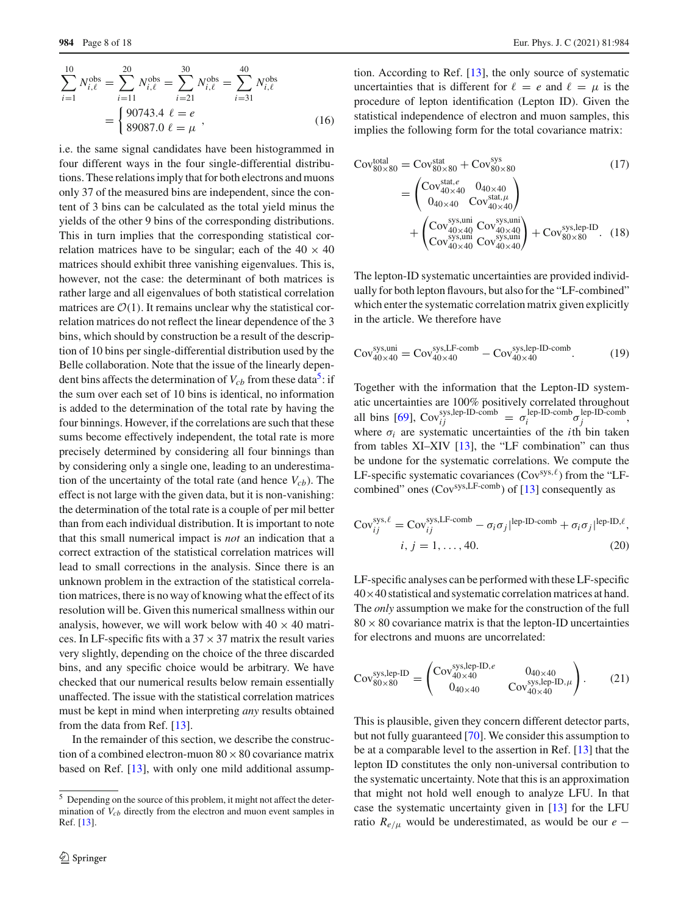$$\sum_{i=1}^{10} N_{i,\ell}^{\rm obs} = \sum_{i=11}^{20} N_{i,\ell}^{\rm obs} = \sum_{i=21}^{30} N_{i,\ell}^{\rm obs} = \sum_{i=31}^{40} N_{i,\ell}^{\rm obs} = \begin{cases} 90743.4 & \ell = e \\ 89087.0 & \ell = \mu \end{cases}, \tag{16}$$

i.e. the same signal candidates have been histogrammed in four different ways in the four single-differential distributions. These relations imply that for both electrons and muons only 37 of the measured bins are independent, since the content of 3 bins can be calculated as the total yield minus the yields of the other 9 bins of the corresponding distributions. This in turn implies that the corresponding statistical correlation matrices have to be singular; each of the $40 \times 40$ matrices should exhibit three vanishing eigenvalues. This is, however, not the case: the determinant of both matrices is rather large and all eigenvalues of both statistical correlation matrices are $\mathcal{O}(1)$. It remains unclear why the statistical correlation matrices do not reflect the linear dependence of the 3 bins, which should by construction be a result of the description of 10 bins per single-differential distribution used by the Belle collaboration. Note that the issue of the linearly dependent bins affects the determination of $V_{cb}$ from these data[5]: if the sum over each set of 10 bins is identical, no information is added to the determination of the total rate by having the four binnings. However, if the correlations are such that these sums become effectively independent, the total rate is more precisely determined by considering all four binnings than by considering only a single one, leading to an underestimation of the uncertainty of the total rate (and hence $V_{cb}$). The effect is not large with the given data, but it is non-vanishing: the determination of the total rate is a couple of per mil better than from each individual distribution. It is important to note that this small numerical impact is *not* an indication that a correct extraction of the statistical correlation matrices will lead to small corrections in the analysis. Since there is an unknown problem in the extraction of the statistical correlation matrices, there is no way of knowing what the effect of its resolution will be. Given this numerical smallness within our analysis, however, we will work below with $40 \times 40$ matrices. In LF-specific fits with a $37 \times 37$ matrix the result varies very slightly, depending on the choice of the three discarded bins, and any specific choice would be arbitrary. We have checked that our numerical results below remain essentially unaffected. The issue with the statistical correlation matrices must be kept in mind when interpreting *any* results obtained from the data from Ref. [13].

In the remainder of this section, we describe the construction of a combined electron-muon $80 \times 80$ covariance matrix based on Ref. [13], with only one mild additional assumption. According to Ref. [13], the only source of systematic uncertainties that is different for $\ell = e$ and $\ell = \mu$ is the procedure of lepton identification (Lepton ID). Given the statistical independence of electron and muon samples, this implies the following form for the total covariance matrix:

$$\begin{aligned} {\rm Cov}^{\rm total}_{80\times 80} &= {\rm Cov}^{\rm stat}_{80\times 80} + {\rm Cov}^{\rm sys}_{80\times 80} \qquad (17)\\ &= \begin{pmatrix} {\rm Cov}^{{\rm stat},e}_{40\times 40} & 0_{40\times 40} \\ 0_{40\times 40} & {\rm Cov}^{{\rm stat},\mu}_{40\times 40} \end{pmatrix} \\ &\quad + \begin{pmatrix} {\rm Cov}^{\rm sys,uni}_{40\times 40} & {\rm Cov}^{\rm sys,uni}_{40\times 40} \\ {\rm Cov}^{\rm sys,uni}_{40\times 40} & {\rm Cov}^{\rm sys,uni}_{40\times 40} \end{pmatrix} + {\rm Cov}^{\rm sys,lep\text{-}ID}_{80\times 80}. \qquad (18) \end{aligned}$$

The lepton-ID systematic uncertainties are provided individually for both lepton flavours, but also for the "LF-combined" which enter the systematic correlation matrix given explicitly in the article. We therefore have

$${\rm Cov}^{\rm sys,uni}_{40\times 40} = {\rm Cov}^{\rm sys,LF\text{-}comb}_{40\times 40} - {\rm Cov}^{\rm sys,lep\text{-}ID\text{-}comb}_{40\times 40}. \tag{19}$$

Together with the information that the Lepton-ID systematic uncertainties are 100% positively correlated throughout all bins [69], ${\rm Cov}^{\rm sys,lep\text{-}ID\text{-}comb}_{ij} = \sigma_i^{\rm lep\text{-}ID\text{-}comb}\sigma_j^{\rm lep\text{-}ID\text{-}comb}$, where $\sigma_i$ are systematic uncertainties of the $i$th bin taken from tables XI–XIV [13], the "LF combination" can thus be undone for the systematic correlations. We compute the LF-specific systematic covariances (${\rm Cov}^{{\rm sys},\ell}$) from the "LF-combined" ones (${\rm Cov}^{\rm sys,LF\text{-}comb}$) of [13] consequently as

$${\rm Cov}^{{\rm sys},\ell}_{ij} = {\rm Cov}^{\rm sys,LF\text{-}comb}_{ij} - \sigma_i\sigma_j|^{\rm lep\text{-}ID\text{-}comb} + \sigma_i\sigma_j|^{{\rm lep\text{-}ID},\ell}, \quad i,j = 1,\ldots,40. \tag{20}$$

LF-specific analyses can be performed with these LF-specific $40\times 40$ statistical and systematic correlation matrices at hand. The *only* assumption we make for the construction of the full $80 \times 80$ covariance matrix is that the lepton-ID uncertainties for electrons and muons are uncorrelated:

$${\rm Cov}^{\rm sys,lep\text{-}ID}_{80\times 80} = \begin{pmatrix} {\rm Cov}^{{\rm sys,lep\text{-}ID},e}_{40\times 40} & 0_{40\times 40} \\ 0_{40\times 40} & {\rm Cov}^{{\rm sys,lep\text{-}ID},\mu}_{40\times 40} \end{pmatrix}. \tag{21}$$

This is plausible, given they concern different detector parts, but not fully guaranteed [70]. We consider this assumption to be at a comparable level to the assertion in Ref. [13] that the lepton ID constitutes the only non-universal contribution to the systematic uncertainty. Note that this is an approximation that might not hold well enough to analyze LFU. In that case the systematic uncertainty given in [13] for the LFU ratio $R_{e/\mu}$ would be underestimated, as would be our $e-$

[5] Depending on the source of this problem, it might not affect the determination of $V_{cb}$ directly from the electron and muon event samples in Ref. [13].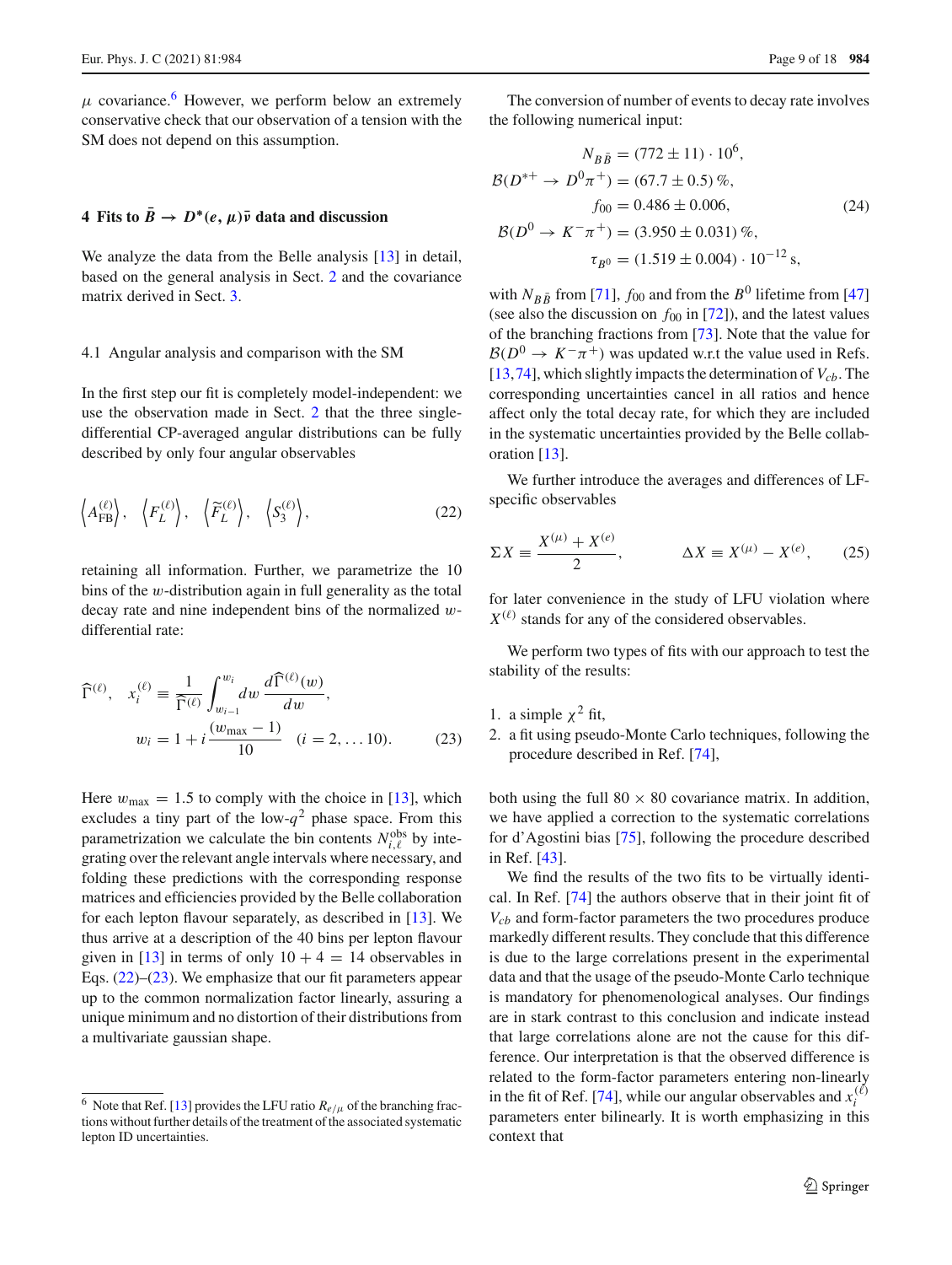$\mu$ covariance.[6] However, we perform below an extremely conservative check that our observation of a tension with the SM does not depend on this assumption.

## 4 Fits to $\bar{B} \to D^*(e, \mu)\bar{\nu}$ data and discussion

We analyze the data from the Belle analysis [13] in detail, based on the general analysis in Sect. 2 and the covariance matrix derived in Sect. 3.

### 4.1 Angular analysis and comparison with the SM

In the first step our fit is completely model-independent: we use the observation made in Sect. 2 that the three single-differential CP-averaged angular distributions can be fully described by only four angular observables

$$\left\langle A_{\rm FB}^{(\ell)}\right\rangle, \quad \left\langle F_L^{(\ell)}\right\rangle, \quad \left\langle \widetilde{F}_L^{(\ell)}\right\rangle, \quad \left\langle S_3^{(\ell)}\right\rangle, \tag{22}$$

retaining all information. Further, we parametrize the 10 bins of the $w$-distribution again in full generality as the total decay rate and nine independent bins of the normalized $w$-differential rate:

$$\widehat{\Gamma}^{(\ell)}, \quad x_i^{(\ell)} \equiv \frac{1}{\widehat{\Gamma}^{(\ell)}} \int_{w_{i-1}}^{w_i} dw\, \frac{d\widehat{\Gamma}^{(\ell)}(w)}{dw},$$
$$w_i = 1 + i\,\frac{(w_{\max} - 1)}{10} \quad (i = 2, \ldots 10). \tag{23}$$

Here $w_{\max} = 1.5$ to comply with the choice in [13], which excludes a tiny part of the low-$q^2$ phase space. From this parametrization we calculate the bin contents $N_{i,\ell}^{\rm obs}$ by integrating over the relevant angle intervals where necessary, and folding these predictions with the corresponding response matrices and efficiencies provided by the Belle collaboration for each lepton flavour separately, as described in [13]. We thus arrive at a description of the 40 bins per lepton flavour given in [13] in terms of only $10 + 4 = 14$ observables in Eqs. (22)–(23). We emphasize that our fit parameters appear up to the common normalization factor linearly, assuring a unique minimum and no distortion of their distributions from a multivariate gaussian shape.

[6] Note that Ref. [13] provides the LFU ratio $R_{e/\mu}$ of the branching fractions without further details of the treatment of the associated systematic lepton ID uncertainties.

The conversion of number of events to decay rate involves the following numerical input:

$$\begin{aligned}
N_{B\bar{B}} &= (772 \pm 11) \cdot 10^6, \\
\mathcal{B}(D^{*+} \to D^0\pi^+) &= (67.7 \pm 0.5)\,\%, \\
f_{00} &= 0.486 \pm 0.006, \\
\mathcal{B}(D^0 \to K^-\pi^+) &= (3.950 \pm 0.031)\,\%, \\
\tau_{B^0} &= (1.519 \pm 0.004) \cdot 10^{-12}\,\text{s},
\end{aligned} \tag{24}$$

with $N_{B\bar{B}}$ from [71], $f_{00}$ and from the $B^0$ lifetime from [47] (see also the discussion on $f_{00}$ in [72]), and the latest values of the branching fractions from [73]. Note that the value for $\mathcal{B}(D^0 \to K^-\pi^+)$ was updated w.r.t the value used in Refs. [13,74], which slightly impacts the determination of $V_{cb}$. The corresponding uncertainties cancel in all ratios and hence affect only the total decay rate, for which they are included in the systematic uncertainties provided by the Belle collaboration [13].

We further introduce the averages and differences of LF-specific observables

$$\Sigma X \equiv \frac{X^{(\mu)} + X^{(e)}}{2}, \qquad \Delta X \equiv X^{(\mu)} - X^{(e)}, \tag{25}$$

for later convenience in the study of LFU violation where $X^{(\ell)}$ stands for any of the considered observables.

We perform two types of fits with our approach to test the stability of the results:

1. a simple $\chi^2$ fit,
2. a fit using pseudo-Monte Carlo techniques, following the procedure described in Ref. [74],

both using the full $80 \times 80$ covariance matrix. In addition, we have applied a correction to the systematic correlations for d'Agostini bias [75], following the procedure described in Ref. [43].

We find the results of the two fits to be virtually identical. In Ref. [74] the authors observe that in their joint fit of $V_{cb}$ and form-factor parameters the two procedures produce markedly different results. They conclude that this difference is due to the large correlations present in the experimental data and that the usage of the pseudo-Monte Carlo technique is mandatory for phenomenological analyses. Our findings are in stark contrast to this conclusion and indicate instead that large correlations alone are not the cause for this difference. Our interpretation is that the observed difference is related to the form-factor parameters entering non-linearly in the fit of Ref. [74], while our angular observables and $x_i^{(\ell)}$ parameters enter bilinearly. It is worth emphasizing in this context that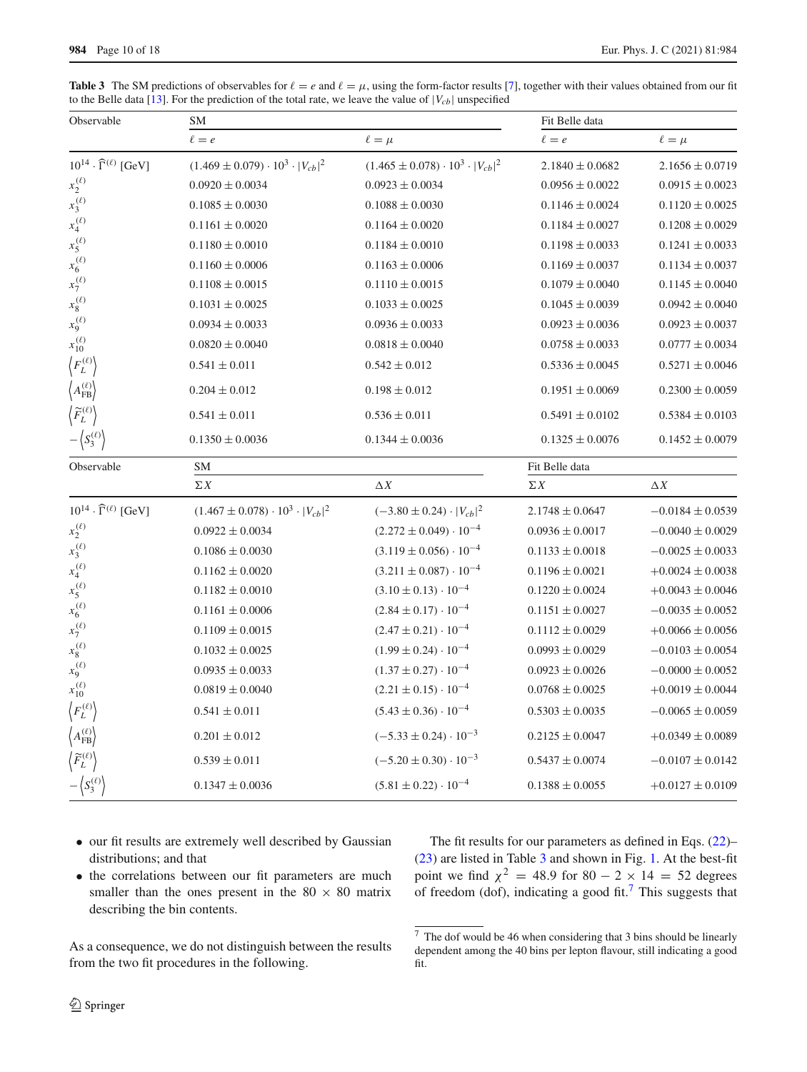**Table 3** The SM predictions of observables for $\ell = e$ and $\ell = \mu$, using the form-factor results [7], together with their values obtained from our fit to the Belle data [13]. For the prediction of the total rate, we leave the value of $|V_{cb}|$ unspecified

| Observable | SM | | Fit Belle data | |
|---|---|---|---|---|
| | $\ell = e$ | $\ell = \mu$ | $\ell = e$ | $\ell = \mu$ |
| $10^{14} \cdot \widehat{\Gamma}^{(\ell)}$ [GeV] | $(1.469 \pm 0.079) \cdot 10^3 \cdot \lvert V_{cb}\rvert^2$ | $(1.465 \pm 0.078) \cdot 10^3 \cdot \lvert V_{cb}\rvert^2$ | $2.1840 \pm 0.0682$ | $2.1656 \pm 0.0719$ |
| $x_2^{(\ell)}$ | $0.0920 \pm 0.0034$ | $0.0923 \pm 0.0034$ | $0.0956 \pm 0.0022$ | $0.0915 \pm 0.0023$ |
| $x_3^{(\ell)}$ | $0.1085 \pm 0.0030$ | $0.1088 \pm 0.0030$ | $0.1146 \pm 0.0024$ | $0.1120 \pm 0.0025$ |
| $x_4^{(\ell)}$ | $0.1161 \pm 0.0020$ | $0.1164 \pm 0.0020$ | $0.1184 \pm 0.0027$ | $0.1208 \pm 0.0029$ |
| $x_5^{(\ell)}$ | $0.1180 \pm 0.0010$ | $0.1184 \pm 0.0010$ | $0.1198 \pm 0.0033$ | $0.1241 \pm 0.0033$ |
| $x_6^{(\ell)}$ | $0.1160 \pm 0.0006$ | $0.1163 \pm 0.0006$ | $0.1169 \pm 0.0037$ | $0.1134 \pm 0.0037$ |
| $x_7^{(\ell)}$ | $0.1108 \pm 0.0015$ | $0.1110 \pm 0.0015$ | $0.1079 \pm 0.0040$ | $0.1145 \pm 0.0040$ |
| $x_8^{(\ell)}$ | $0.1031 \pm 0.0025$ | $0.1033 \pm 0.0025$ | $0.1045 \pm 0.0039$ | $0.0942 \pm 0.0040$ |
| $x_9^{(\ell)}$ | $0.0934 \pm 0.0033$ | $0.0936 \pm 0.0033$ | $0.0923 \pm 0.0036$ | $0.0923 \pm 0.0037$ |
| $x_{10}^{(\ell)}$ | $0.0820 \pm 0.0040$ | $0.0818 \pm 0.0040$ | $0.0758 \pm 0.0033$ | $0.0777 \pm 0.0034$ |
| $\left\langle F_L^{(\ell)} \right\rangle$ | $0.541 \pm 0.011$ | $0.542 \pm 0.012$ | $0.5336 \pm 0.0045$ | $0.5271 \pm 0.0046$ |
| $\left\langle A_{\rm FB}^{(\ell)} \right\rangle$ | $0.204 \pm 0.012$ | $0.198 \pm 0.012$ | $0.1951 \pm 0.0069$ | $0.2300 \pm 0.0059$ |
| $\left\langle \widetilde{F}_L^{(\ell)} \right\rangle$ | $0.541 \pm 0.011$ | $0.536 \pm 0.011$ | $0.5491 \pm 0.0102$ | $0.5384 \pm 0.0103$ |
| $-\left\langle S_3^{(\ell)} \right\rangle$ | $0.1350 \pm 0.0036$ | $0.1344 \pm 0.0036$ | $0.1325 \pm 0.0076$ | $0.1452 \pm 0.0079$ |

| Observable | SM | | Fit Belle data | |
|---|---|---|---|---|
| | $\Sigma X$ | $\Delta X$ | $\Sigma X$ | $\Delta X$ |
| $10^{14} \cdot \widehat{\Gamma}^{(\ell)}$ [GeV] | $(1.467 \pm 0.078) \cdot 10^3 \cdot \lvert V_{cb}\rvert^2$ | $(-3.80 \pm 0.24) \cdot \lvert V_{cb}\rvert^2$ | $2.1748 \pm 0.0647$ | $-0.0184 \pm 0.0539$ |
| $x_2^{(\ell)}$ | $0.0922 \pm 0.0034$ | $(2.272 \pm 0.049) \cdot 10^{-4}$ | $0.0936 \pm 0.0017$ | $-0.0040 \pm 0.0029$ |
| $x_3^{(\ell)}$ | $0.1086 \pm 0.0030$ | $(3.119 \pm 0.056) \cdot 10^{-4}$ | $0.1133 \pm 0.0018$ | $-0.0025 \pm 0.0033$ |
| $x_4^{(\ell)}$ | $0.1162 \pm 0.0020$ | $(3.211 \pm 0.087) \cdot 10^{-4}$ | $0.1196 \pm 0.0021$ | $+0.0024 \pm 0.0038$ |
| $x_5^{(\ell)}$ | $0.1182 \pm 0.0010$ | $(3.10 \pm 0.13) \cdot 10^{-4}$ | $0.1220 \pm 0.0024$ | $+0.0043 \pm 0.0046$ |
| $x_6^{(\ell)}$ | $0.1161 \pm 0.0006$ | $(2.84 \pm 0.17) \cdot 10^{-4}$ | $0.1151 \pm 0.0027$ | $-0.0035 \pm 0.0052$ |
| $x_7^{(\ell)}$ | $0.1109 \pm 0.0015$ | $(2.47 \pm 0.21) \cdot 10^{-4}$ | $0.1112 \pm 0.0029$ | $+0.0066 \pm 0.0056$ |
| $x_8^{(\ell)}$ | $0.1032 \pm 0.0025$ | $(1.99 \pm 0.24) \cdot 10^{-4}$ | $0.0993 \pm 0.0029$ | $-0.0103 \pm 0.0054$ |
| $x_9^{(\ell)}$ | $0.0935 \pm 0.0033$ | $(1.37 \pm 0.27) \cdot 10^{-4}$ | $0.0923 \pm 0.0026$ | $-0.0000 \pm 0.0052$ |
| $x_{10}^{(\ell)}$ | $0.0819 \pm 0.0040$ | $(2.21 \pm 0.15) \cdot 10^{-4}$ | $0.0768 \pm 0.0025$ | $+0.0019 \pm 0.0044$ |
| $\left\langle F_L^{(\ell)} \right\rangle$ | $0.541 \pm 0.011$ | $(5.43 \pm 0.36) \cdot 10^{-4}$ | $0.5303 \pm 0.0035$ | $-0.0065 \pm 0.0059$ |
| $\left\langle A_{\rm FB}^{(\ell)} \right\rangle$ | $0.201 \pm 0.012$ | $(-5.33 \pm 0.24) \cdot 10^{-3}$ | $0.2125 \pm 0.0047$ | $+0.0349 \pm 0.0089$ |
| $\left\langle \widetilde{F}_L^{(\ell)} \right\rangle$ | $0.539 \pm 0.011$ | $(-5.20 \pm 0.30) \cdot 10^{-3}$ | $0.5437 \pm 0.0074$ | $-0.0107 \pm 0.0142$ |
| $-\left\langle S_3^{(\ell)} \right\rangle$ | $0.1347 \pm 0.0036$ | $(5.81 \pm 0.22) \cdot 10^{-4}$ | $0.1388 \pm 0.0055$ | $+0.0127 \pm 0.0109$ |

- our fit results are extremely well described by Gaussian distributions; and that
- the correlations between our fit parameters are much smaller than the ones present in the $80 \times 80$ matrix describing the bin contents.

As a consequence, we do not distinguish between the results from the two fit procedures in the following.

The fit results for our parameters as defined in Eqs. (22)–(23) are listed in Table 3 and shown in Fig. 1. At the best-fit point we find $\chi^2 = 48.9$ for $80 - 2 \times 14 = 52$ degrees of freedom (dof), indicating a good fit.[7] This suggests that

[7] The dof would be 46 when considering that 3 bins should be linearly dependent among the 40 bins per lepton flavour, still indicating a good fit.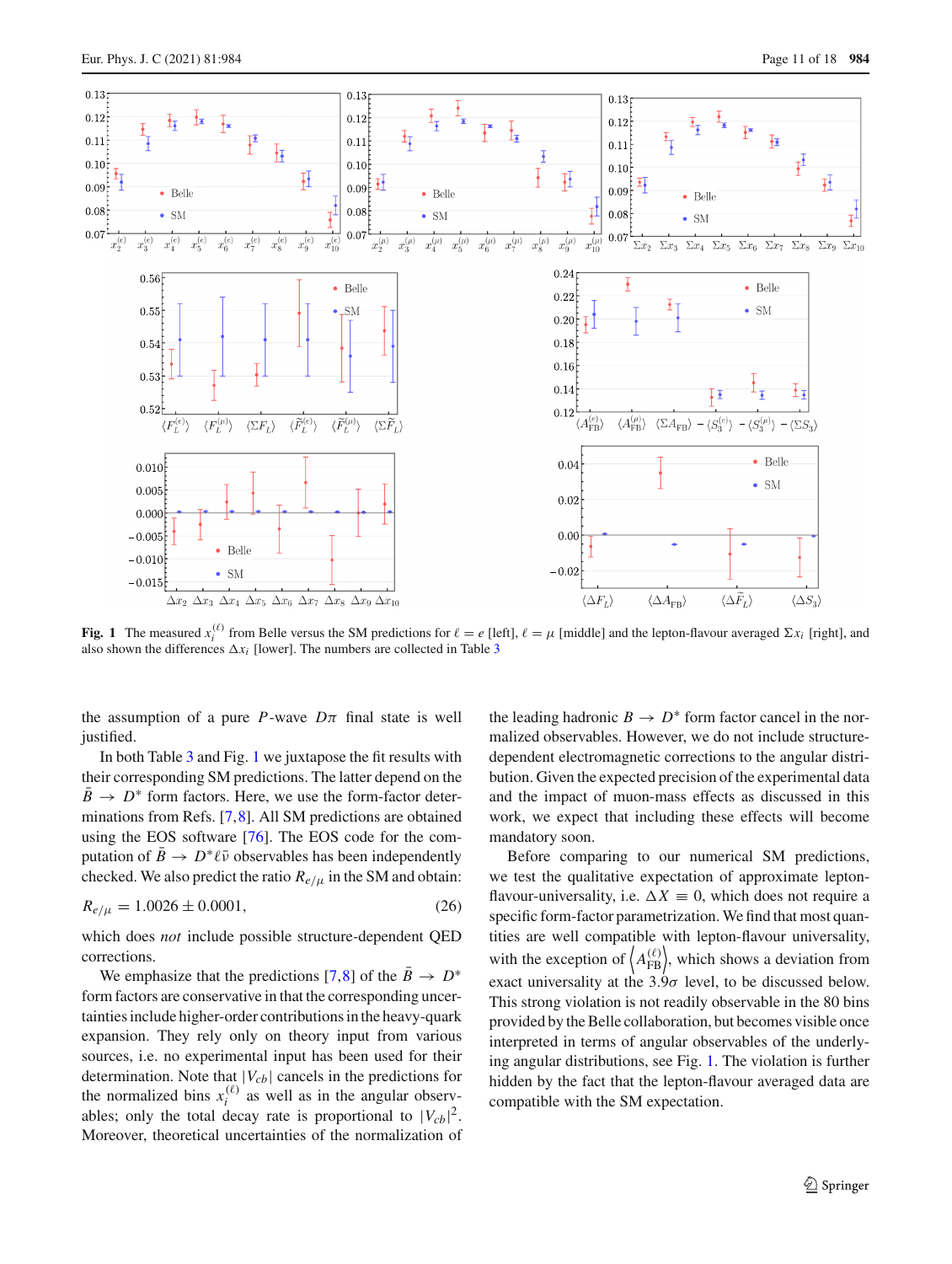**Fig. 1** The measured $x_i^{(\ell)}$ from Belle versus the SM predictions for $\ell = e$ [left], $\ell = \mu$ [middle] and the lepton-flavour averaged $\Sigma x_i$ [right], and also shown the differences $\Delta x_i$ [lower]. The numbers are collected in Table 3

the assumption of a pure $P$-wave $D\pi$ final state is well justified.

In both Table 3 and Fig. 1 we juxtapose the fit results with their corresponding SM predictions. The latter depend on the $\bar{B} \to D^*$ form factors. Here, we use the form-factor determinations from Refs. [7,8]. All SM predictions are obtained using the EOS software [76]. The EOS code for the computation of $\bar{B} \to D^*\ell\bar{\nu}$ observables has been independently checked. We also predict the ratio $R_{e/\mu}$ in the SM and obtain:

$$R_{e/\mu} = 1.0026 \pm 0.0001, \tag{26}$$

which does *not* include possible structure-dependent QED corrections.

We emphasize that the predictions [7,8] of the $\bar{B} \to D^*$ form factors are conservative in that the corresponding uncertainties include higher-order contributions in the heavy-quark expansion. They rely only on theory input from various sources, i.e. no experimental input has been used for their determination. Note that $|V_{cb}|$ cancels in the predictions for the normalized bins $x_i^{(\ell)}$ as well as in the angular observables; only the total decay rate is proportional to $|V_{cb}|^2$. Moreover, theoretical uncertainties of the normalization of the leading hadronic $B \to D^*$ form factor cancel in the normalized observables. However, we do not include structure-dependent electromagnetic corrections to the angular distribution. Given the expected precision of the experimental data and the impact of muon-mass effects as discussed in this work, we expect that including these effects will become mandatory soon.

Before comparing to our numerical SM predictions, we test the qualitative expectation of approximate lepton-flavour-universality, i.e. $\Delta X \equiv 0$, which does not require a specific form-factor parametrization. We find that most quantities are well compatible with lepton-flavour universality, with the exception of $\left\langle A_{\text{FB}}^{(\ell)} \right\rangle$, which shows a deviation from exact universality at the $3.9\sigma$ level, to be discussed below. This strong violation is not readily observable in the 80 bins provided by the Belle collaboration, but becomes visible once interpreted in terms of angular observables of the underlying angular distributions, see Fig. 1. The violation is further hidden by the fact that the lepton-flavour averaged data are compatible with the SM expectation.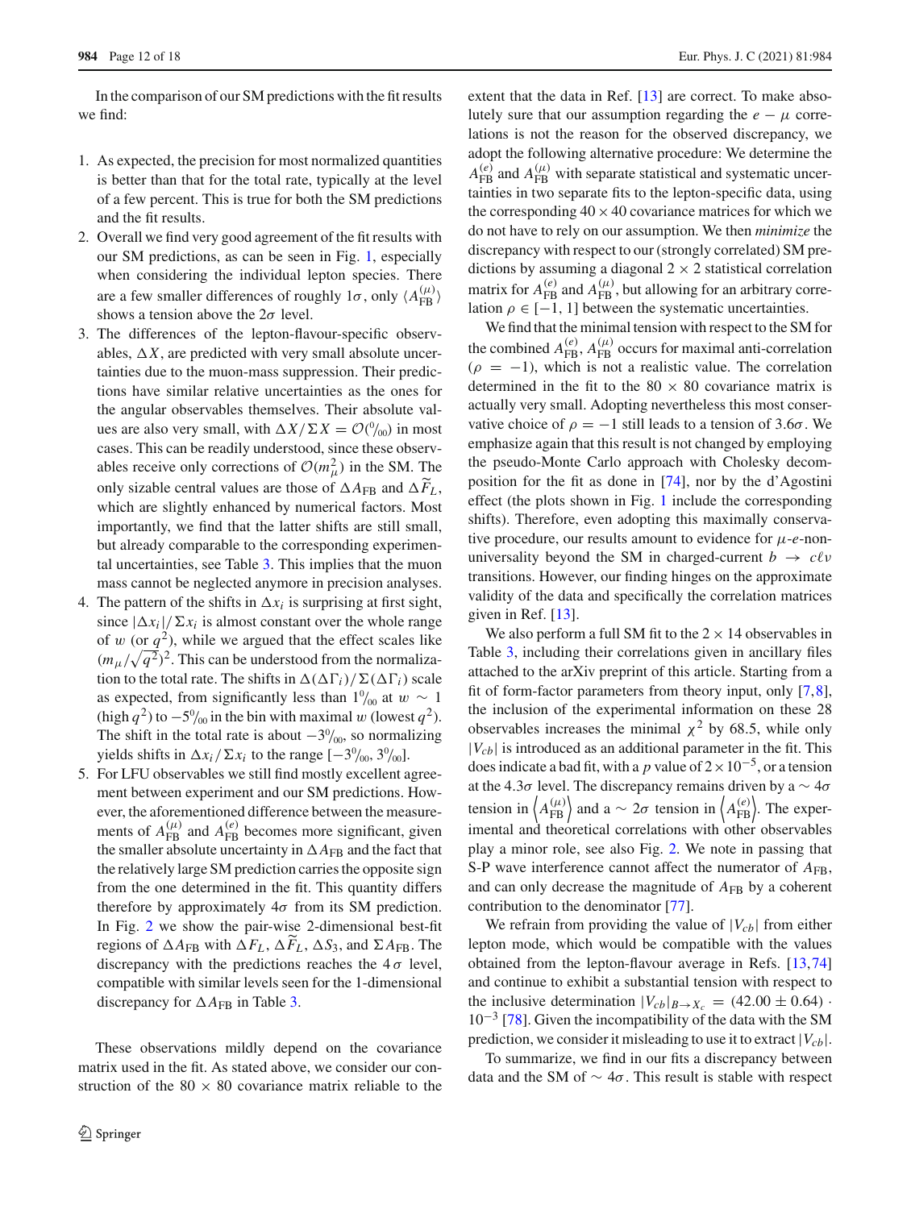In the comparison of our SM predictions with the fit results we find:

1. As expected, the precision for most normalized quantities is better than that for the total rate, typically at the level of a few percent. This is true for both the SM predictions and the fit results.
2. Overall we find very good agreement of the fit results with our SM predictions, as can be seen in Fig. 1, especially when considering the individual lepton species. There are a few smaller differences of roughly $1\sigma$, only $\langle A_{\rm FB}^{(\mu)}\rangle$ shows a tension above the $2\sigma$ level.
3. The differences of the lepton-flavour-specific observables, $\Delta X$, are predicted with very small absolute uncertainties due to the muon-mass suppression. Their predictions have similar relative uncertainties as the ones for the angular observables themselves. Their absolute values are also very small, with $\Delta X/\Sigma X = \mathcal{O}(^0\!/_{00})$ in most cases. This can be readily understood, since these observables receive only corrections of $\mathcal{O}(m_\mu^2)$ in the SM. The only sizable central values are those of $\Delta A_{\rm FB}$ and $\Delta \widetilde{F}_L$, which are slightly enhanced by numerical factors. Most importantly, we find that the latter shifts are still small, but already comparable to the corresponding experimental uncertainties, see Table 3. This implies that the muon mass cannot be neglected anymore in precision analyses.
4. The pattern of the shifts in $\Delta x_i$ is surprising at first sight, since $|\Delta x_i|/\Sigma x_i$ is almost constant over the whole range of $w$ (or $q^2$), while we argued that the effect scales like $(m_\mu/\sqrt{q^2})^2$. This can be understood from the normalization to the total rate. The shifts in $\Delta(\Delta\Gamma_i)/\Sigma(\Delta\Gamma_i)$ scale as expected, from significantly less than $1^0\!/_{00}$ at $w \sim 1$ (high $q^2$) to $-5^0\!/_{00}$ in the bin with maximal $w$ (lowest $q^2$). The shift in the total rate is about $-3^0\!/_{00}$, so normalizing yields shifts in $\Delta x_i/\Sigma x_i$ to the range $[-3^0\!/_{00}, 3^0\!/_{00}]$.
5. For LFU observables we still find mostly excellent agreement between experiment and our SM predictions. However, the aforementioned difference between the measurements of $A_{\rm FB}^{(\mu)}$ and $A_{\rm FB}^{(e)}$ becomes more significant, given the smaller absolute uncertainty in $\Delta A_{\rm FB}$ and the fact that the relatively large SM prediction carries the opposite sign from the one determined in the fit. This quantity differs therefore by approximately $4\sigma$ from its SM prediction. In Fig. 2 we show the pair-wise 2-dimensional best-fit regions of $\Delta A_{\rm FB}$ with $\Delta F_L$, $\Delta\widetilde{F}_L$, $\Delta S_3$, and $\Sigma A_{\rm FB}$. The discrepancy with the predictions reaches the $4\sigma$ level, compatible with similar levels seen for the 1-dimensional discrepancy for $\Delta A_{\rm FB}$ in Table 3.

These observations mildly depend on the covariance matrix used in the fit. As stated above, we consider our construction of the $80\times 80$ covariance matrix reliable to the extent that the data in Ref. [13] are correct. To make absolutely sure that our assumption regarding the $e-\mu$ correlations is not the reason for the observed discrepancy, we adopt the following alternative procedure: We determine the $A_{\rm FB}^{(e)}$ and $A_{\rm FB}^{(\mu)}$ with separate statistical and systematic uncertainties in two separate fits to the lepton-specific data, using the corresponding $40\times 40$ covariance matrices for which we do not have to rely on our assumption. We then *minimize* the discrepancy with respect to our (strongly correlated) SM predictions by assuming a diagonal $2\times 2$ statistical correlation matrix for $A_{\rm FB}^{(e)}$ and $A_{\rm FB}^{(\mu)}$, but allowing for an arbitrary correlation $\rho \in [-1, 1]$ between the systematic uncertainties.

We find that the minimal tension with respect to the SM for the combined $A_{\rm FB}^{(e)}$, $A_{\rm FB}^{(\mu)}$ occurs for maximal anti-correlation ($\rho = -1$), which is not a realistic value. The correlation determined in the fit to the $80\times 80$ covariance matrix is actually very small. Adopting nevertheless this most conservative choice of $\rho = -1$ still leads to a tension of $3.6\sigma$. We emphasize again that this result is not changed by employing the pseudo-Monte Carlo approach with Cholesky decomposition for the fit as done in [74], nor by the d'Agostini effect (the plots shown in Fig. 1 include the corresponding shifts). Therefore, even adopting this maximally conservative procedure, our results amount to evidence for $\mu$-$e$-non-universality beyond the SM in charged-current $b\to c\ell\nu$ transitions. However, our finding hinges on the approximate validity of the data and specifically the correlation matrices given in Ref. [13].

We also perform a full SM fit to the $2\times 14$ observables in Table 3, including their correlations given in ancillary files attached to the arXiv preprint of this article. Starting from a fit of form-factor parameters from theory input, only [7,8], the inclusion of the experimental information on these 28 observables increases the minimal $\chi^2$ by 68.5, while only $|V_{cb}|$ is introduced as an additional parameter in the fit. This does indicate a bad fit, with a $p$ value of $2\times 10^{-5}$, or a tension at the $4.3\sigma$ level. The discrepancy remains driven by a $\sim 4\sigma$ tension in $\left\langle A_{\rm FB}^{(\mu)}\right\rangle$ and a $\sim 2\sigma$ tension in $\left\langle A_{\rm FB}^{(e)}\right\rangle$. The experimental and theoretical correlations with other observables play a minor role, see also Fig. 2. We note in passing that S-P wave interference cannot affect the numerator of $A_{\rm FB}$, and can only decrease the magnitude of $A_{\rm FB}$ by a coherent contribution to the denominator [77].

We refrain from providing the value of $|V_{cb}|$ from either lepton mode, which would be compatible with the values obtained from the lepton-flavour average in Refs. [13,74] and continue to exhibit a substantial tension with respect to the inclusive determination $|V_{cb}|_{B\to X_c} = (42.00\pm 0.64)\cdot 10^{-3}$ [78]. Given the incompatibility of the data with the SM prediction, we consider it misleading to use it to extract $|V_{cb}|$.

To summarize, we find in our fits a discrepancy between data and the SM of $\sim 4\sigma$. This result is stable with respect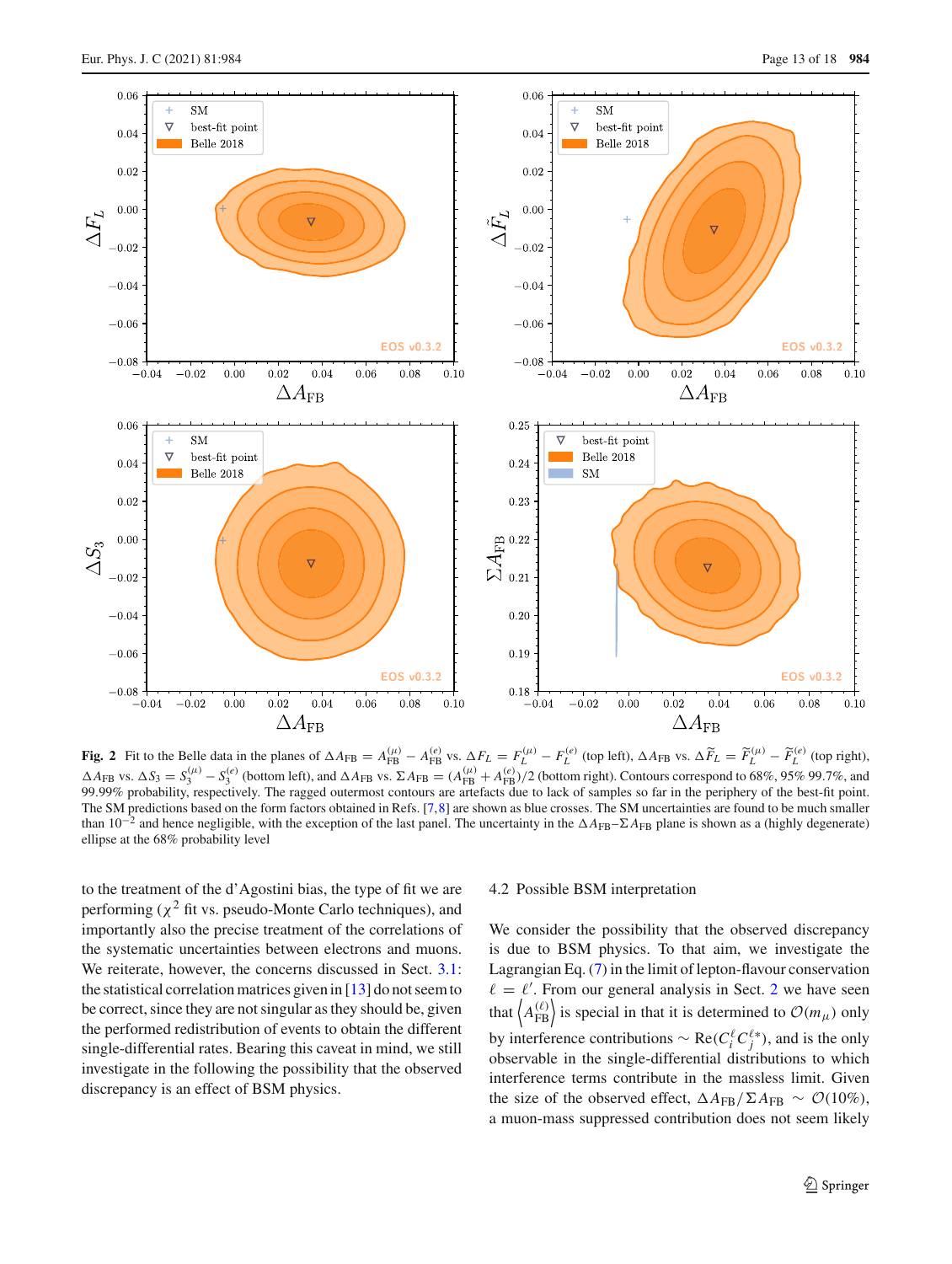**Fig. 2** Fit to the Belle data in the planes of $\Delta A_{\rm FB} = A_{\rm FB}^{(\mu)} - A_{\rm FB}^{(e)}$ vs. $\Delta F_L = F_L^{(\mu)} - F_L^{(e)}$ (top left), $\Delta A_{\rm FB}$ vs. $\Delta \widetilde{F}_L = \widetilde{F}_L^{(\mu)} - \widetilde{F}_L^{(e)}$ (top right), $\Delta A_{\rm FB}$ vs. $\Delta S_3 = S_3^{(\mu)} - S_3^{(e)}$ (bottom left), and $\Delta A_{\rm FB}$ vs. $\Sigma A_{\rm FB} = (A_{\rm FB}^{(\mu)} + A_{\rm FB}^{(e)})/2$ (bottom right). Contours correspond to 68%, 95% 99.7%, and 99.99% probability, respectively. The ragged outermost contours are artefacts due to lack of samples so far in the periphery of the best-fit point. The SM predictions based on the form factors obtained in Refs. [7,8] are shown as blue crosses. The SM uncertainties are found to be much smaller than $10^{-2}$ and hence negligible, with the exception of the last panel. The uncertainty in the $\Delta A_{\rm FB}$–$\Sigma A_{\rm FB}$ plane is shown as a (highly degenerate) ellipse at the 68% probability level

to the treatment of the d'Agostini bias, the type of fit we are performing ($\chi^2$ fit vs. pseudo-Monte Carlo techniques), and importantly also the precise treatment of the correlations of the systematic uncertainties between electrons and muons. We reiterate, however, the concerns discussed in Sect. 3.1: the statistical correlation matrices given in [13] do not seem to be correct, since they are not singular as they should be, given the performed redistribution of events to obtain the different single-differential rates. Bearing this caveat in mind, we still investigate in the following the possibility that the observed discrepancy is an effect of BSM physics.

### 4.2 Possible BSM interpretation

We consider the possibility that the observed discrepancy is due to BSM physics. To that aim, we investigate the Lagrangian Eq. (7) in the limit of lepton-flavour conservation $\ell = \ell'$. From our general analysis in Sect. 2 we have seen that $\left\langle A_{\rm FB}^{(\ell)} \right\rangle$ is special in that it is determined to $\mathcal{O}(m_\mu)$ only by interference contributions $\sim \mathrm{Re}(C_i^\ell C_j^{\ell *})$, and is the only observable in the single-differential distributions to which interference terms contribute in the massless limit. Given the size of the observed effect, $\Delta A_{\rm FB}/\Sigma A_{\rm FB} \sim \mathcal{O}(10\%)$, a muon-mass suppressed contribution does not seem likely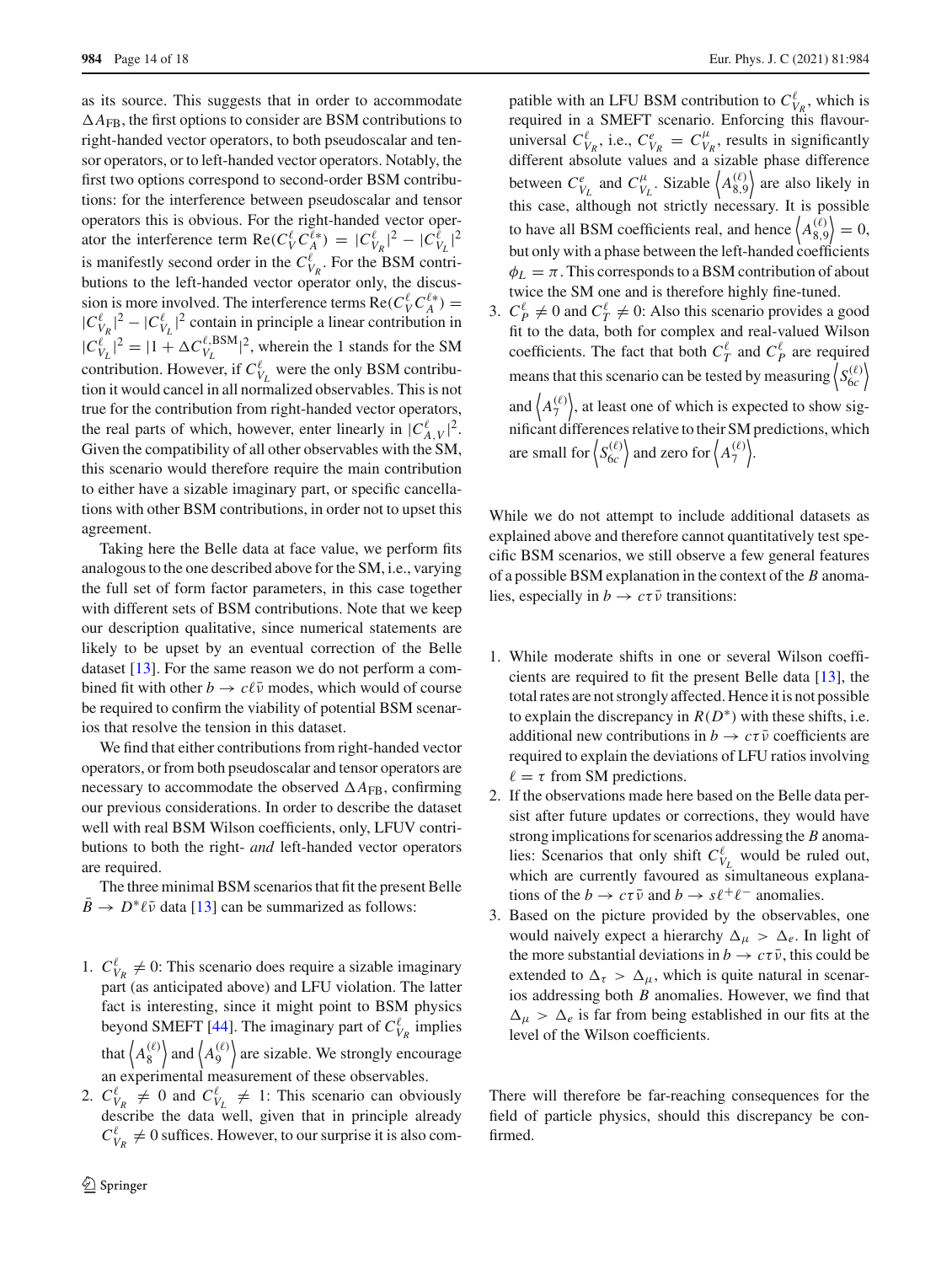as its source. This suggests that in order to accommodate $\Delta A_{\rm FB}$, the first options to consider are BSM contributions to right-handed vector operators, to both pseudoscalar and tensor operators, or to left-handed vector operators. Notably, the first two options correspond to second-order BSM contributions: for the interference between pseudoscalar and tensor operators this is obvious. For the right-handed vector operator the interference term $\mathrm{Re}(C_V^\ell C_A^{\ell *}) = |C_{V_R}^\ell|^2 - |C_{V_L}^\ell|^2$ is manifestly second order in the $C_{V_R}^\ell$. For the BSM contributions to the left-handed vector operator only, the discussion is more involved. The interference terms $\mathrm{Re}(C_V^\ell C_A^{\ell *}) = |C_{V_R}^\ell|^2 - |C_{V_L}^\ell|^2$ contain in principle a linear contribution in $|C_{V_L}^\ell|^2 = |1 + \Delta C_{V_L}^{\ell,\mathrm{BSM}}|^2$, wherein the 1 stands for the SM contribution. However, if $C_{V_L}^\ell$ were the only BSM contribution it would cancel in all normalized observables. This is not true for the contribution from right-handed vector operators, the real parts of which, however, enter linearly in $|C_{A,V}^\ell|^2$. Given the compatibility of all other observables with the SM, this scenario would therefore require the main contribution to either have a sizable imaginary part, or specific cancellations with other BSM contributions, in order not to upset this agreement.

Taking here the Belle data at face value, we perform fits analogous to the one described above for the SM, i.e., varying the full set of form factor parameters, in this case together with different sets of BSM contributions. Note that we keep our description qualitative, since numerical statements are likely to be upset by an eventual correction of the Belle dataset [13]. For the same reason we do not perform a combined fit with other $b \to c\ell\bar{\nu}$ modes, which would of course be required to confirm the viability of potential BSM scenarios that resolve the tension in this dataset.

We find that either contributions from right-handed vector operators, or from both pseudoscalar and tensor operators are necessary to accommodate the observed $\Delta A_{\rm FB}$, confirming our previous considerations. In order to describe the dataset well with real BSM Wilson coefficients, only, LFUV contributions to both the right- *and* left-handed vector operators are required.

The three minimal BSM scenarios that fit the present Belle $\bar{B} \to D^*\ell\bar{\nu}$ data [13] can be summarized as follows:

1. $C_{V_R}^\ell \neq 0$: This scenario does require a sizable imaginary part (as anticipated above) and LFU violation. The latter fact is interesting, since it might point to BSM physics beyond SMEFT [44]. The imaginary part of $C_{V_R}^\ell$ implies that $\left\langle A_8^{(\ell)} \right\rangle$ and $\left\langle A_9^{(\ell)} \right\rangle$ are sizable. We strongly encourage an experimental measurement of these observables.
2. $C_{V_R}^\ell \neq 0$ and $C_{V_L}^\ell \neq 1$: This scenario can obviously describe the data well, given that in principle already $C_{V_R}^\ell \neq 0$ suffices. However, to our surprise it is also compatible with an LFU BSM contribution to $C_{V_R}^\ell$, which is required in a SMEFT scenario. Enforcing this flavour-universal $C_{V_R}^\ell$, i.e., $C_{V_R}^e = C_{V_R}^\mu$, results in significantly different absolute values and a sizable phase difference between $C_{V_L}^e$ and $C_{V_L}^\mu$. Sizable $\left\langle A_{8,9}^{(\ell)} \right\rangle$ are also likely in this case, although not strictly necessary. It is possible to have all BSM coefficients real, and hence $\left\langle A_{8,9}^{(\ell)} \right\rangle = 0$, but only with a phase between the left-handed coefficients $\phi_L = \pi$. This corresponds to a BSM contribution of about twice the SM one and is therefore highly fine-tuned.
3. $C_P^\ell \neq 0$ and $C_T^\ell \neq 0$: Also this scenario provides a good fit to the data, both for complex and real-valued Wilson coefficients. The fact that both $C_T^\ell$ and $C_P^\ell$ are required means that this scenario can be tested by measuring $\left\langle S_{6c}^{(\ell)} \right\rangle$ and $\left\langle A_7^{(\ell)} \right\rangle$, at least one of which is expected to show significant differences relative to their SM predictions, which are small for $\left\langle S_{6c}^{(\ell)} \right\rangle$ and zero for $\left\langle A_7^{(\ell)} \right\rangle$.

While we do not attempt to include additional datasets as explained above and therefore cannot quantitatively test specific BSM scenarios, we still observe a few general features of a possible BSM explanation in the context of the $B$ anomalies, especially in $b \to c\tau\bar{\nu}$ transitions:

1. While moderate shifts in one or several Wilson coefficients are required to fit the present Belle data [13], the total rates are not strongly affected. Hence it is not possible to explain the discrepancy in $R(D^*)$ with these shifts, i.e. additional new contributions in $b \to c\tau\bar{\nu}$ coefficients are required to explain the deviations of LFU ratios involving $\ell = \tau$ from SM predictions.
2. If the observations made here based on the Belle data persist after future updates or corrections, they would have strong implications for scenarios addressing the $B$ anomalies: Scenarios that only shift $C_{V_L}^\ell$ would be ruled out, which are currently favoured as simultaneous explanations of the $b \to c\tau\bar{\nu}$ and $b \to s\ell^+\ell^-$ anomalies.
3. Based on the picture provided by the observables, one would naively expect a hierarchy $\Delta_\mu > \Delta_e$. In light of the more substantial deviations in $b \to c\tau\bar{\nu}$, this could be extended to $\Delta_\tau > \Delta_\mu$, which is quite natural in scenarios addressing both $B$ anomalies. However, we find that $\Delta_\mu > \Delta_e$ is far from being established in our fits at the level of the Wilson coefficients.

There will therefore be far-reaching consequences for the field of particle physics, should this discrepancy be confirmed.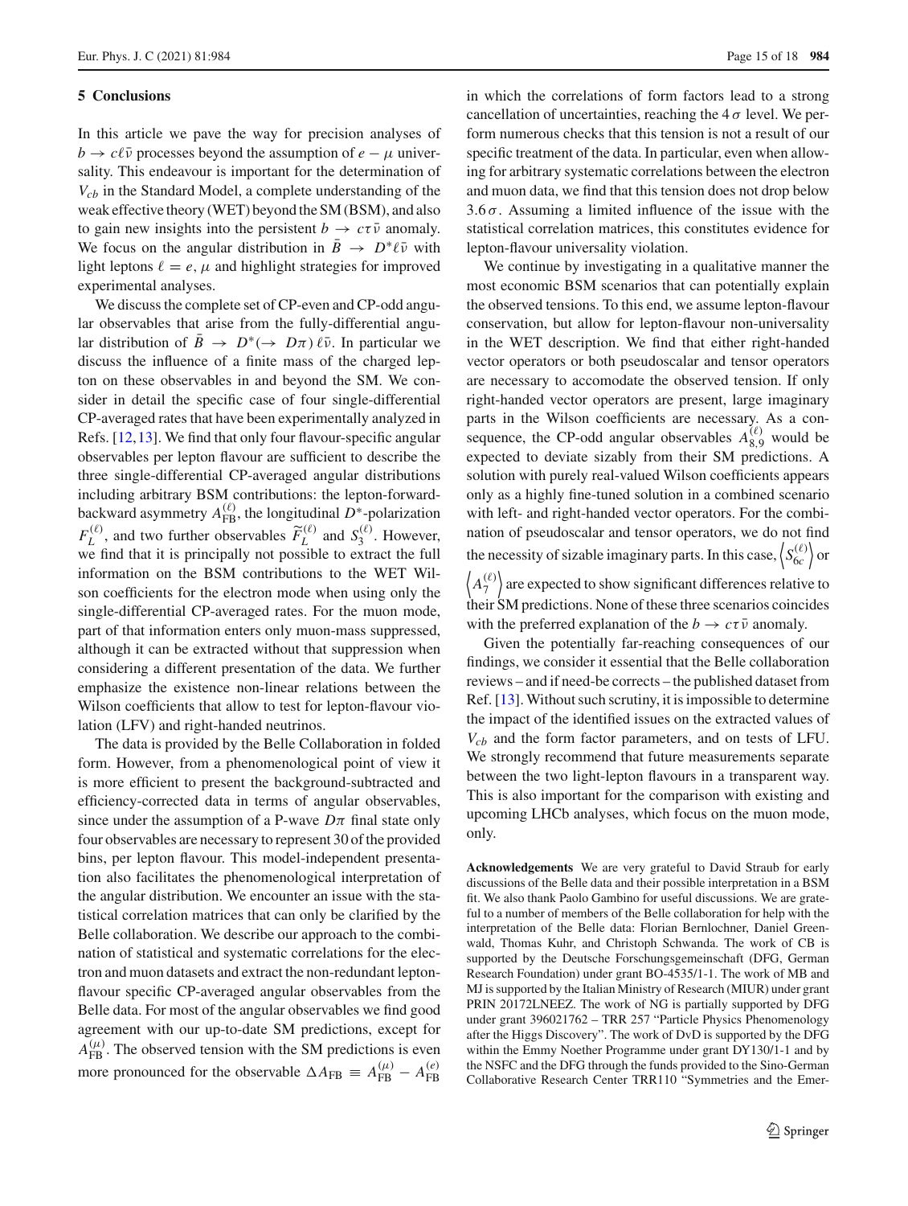## 5 Conclusions

In this article we pave the way for precision analyses of $b \to c\ell\bar{\nu}$ processes beyond the assumption of $e - \mu$ universality. This endeavour is important for the determination of $V_{cb}$ in the Standard Model, a complete understanding of the weak effective theory (WET) beyond the SM (BSM), and also to gain new insights into the persistent $b \to c\tau\bar{\nu}$ anomaly. We focus on the angular distribution in $\bar{B} \to D^*\ell\bar{\nu}$ with light leptons $\ell = e, \mu$ and highlight strategies for improved experimental analyses.

We discuss the complete set of CP-even and CP-odd angular observables that arise from the fully-differential angular distribution of $\bar{B} \to D^*(\to D\pi)\ell\bar{\nu}$. In particular we discuss the influence of a finite mass of the charged lepton on these observables in and beyond the SM. We consider in detail the specific case of four single-differential CP-averaged rates that have been experimentally analyzed in Refs. [12,13]. We find that only four flavour-specific angular observables per lepton flavour are sufficient to describe the three single-differential CP-averaged angular distributions including arbitrary BSM contributions: the lepton-forward-backward asymmetry $A_{\text{FB}}^{(\ell)}$, the longitudinal $D^*$-polarization $F_L^{(\ell)}$, and two further observables $\widetilde{F}_L^{(\ell)}$ and $S_3^{(\ell)}$. However, we find that it is principally not possible to extract the full information on the BSM contributions to the WET Wilson coefficients for the electron mode when using only the single-differential CP-averaged rates. For the muon mode, part of that information enters only muon-mass suppressed, although it can be extracted without that suppression when considering a different presentation of the data. We further emphasize the existence non-linear relations between the Wilson coefficients that allow to test for lepton-flavour violation (LFV) and right-handed neutrinos.

The data is provided by the Belle Collaboration in folded form. However, from a phenomenological point of view it is more efficient to present the background-subtracted and efficiency-corrected data in terms of angular observables, since under the assumption of a P-wave $D\pi$ final state only four observables are necessary to represent 30 of the provided bins, per lepton flavour. This model-independent presentation also facilitates the phenomenological interpretation of the angular distribution. We encounter an issue with the statistical correlation matrices that can only be clarified by the Belle collaboration. We describe our approach to the combination of statistical and systematic correlations for the electron and muon datasets and extract the non-redundant lepton-flavour specific CP-averaged angular observables from the Belle data. For most of the angular observables we find good agreement with our up-to-date SM predictions, except for $A_{\text{FB}}^{(\mu)}$. The observed tension with the SM predictions is even more pronounced for the observable $\Delta A_{\text{FB}} \equiv A_{\text{FB}}^{(\mu)} - A_{\text{FB}}^{(e)}$ in which the correlations of form factors lead to a strong cancellation of uncertainties, reaching the $4\,\sigma$ level. We perform numerous checks that this tension is not a result of our specific treatment of the data. In particular, even when allowing for arbitrary systematic correlations between the electron and muon data, we find that this tension does not drop below $3.6\,\sigma$. Assuming a limited influence of the issue with the statistical correlation matrices, this constitutes evidence for lepton-flavour universality violation.

We continue by investigating in a qualitative manner the most economic BSM scenarios that can potentially explain the observed tensions. To this end, we assume lepton-flavour conservation, but allow for lepton-flavour non-universality in the WET description. We find that either right-handed vector operators or both pseudoscalar and tensor operators are necessary to accomodate the observed tension. If only right-handed vector operators are present, large imaginary parts in the Wilson coefficients are necessary. As a consequence, the CP-odd angular observables $A_{8,9}^{(\ell)}$ would be expected to deviate sizably from their SM predictions. A solution with purely real-valued Wilson coefficients appears only as a highly fine-tuned solution in a combined scenario with left- and right-handed vector operators. For the combination of pseudoscalar and tensor operators, we do not find the necessity of sizable imaginary parts. In this case, $\left\langle S_{6c}^{(\ell)} \right\rangle$ or $\left\langle A_7^{(\ell)} \right\rangle$ are expected to show significant differences relative to their SM predictions. None of these three scenarios coincides with the preferred explanation of the $b \to c\tau\bar{\nu}$ anomaly.

Given the potentially far-reaching consequences of our findings, we consider it essential that the Belle collaboration reviews – and if need-be corrects – the published dataset from Ref. [13]. Without such scrutiny, it is impossible to determine the impact of the identified issues on the extracted values of $V_{cb}$ and the form factor parameters, and on tests of LFU. We strongly recommend that future measurements separate between the two light-lepton flavours in a transparent way. This is also important for the comparison with existing and upcoming LHCb analyses, which focus on the muon mode, only.

**Acknowledgements** We are very grateful to David Straub for early discussions of the Belle data and their possible interpretation in a BSM fit. We also thank Paolo Gambino for useful discussions. We are grateful to a number of members of the Belle collaboration for help with the interpretation of the Belle data: Florian Bernlochner, Daniel Greenwald, Thomas Kuhr, and Christoph Schwanda. The work of CB is supported by the Deutsche Forschungsgemeinschaft (DFG, German Research Foundation) under grant BO-4535/1-1. The work of MB and MJ is supported by the Italian Ministry of Research (MIUR) under grant PRIN 20172LNEEZ. The work of NG is partially supported by DFG under grant 396021762 – TRR 257 "Particle Physics Phenomenology after the Higgs Discovery". The work of DvD is supported by the DFG within the Emmy Noether Programme under grant DY130/1-1 and by the NSFC and the DFG through the funds provided to the Sino-German Collaborative Research Center TRR110 "Symmetries and the Emer-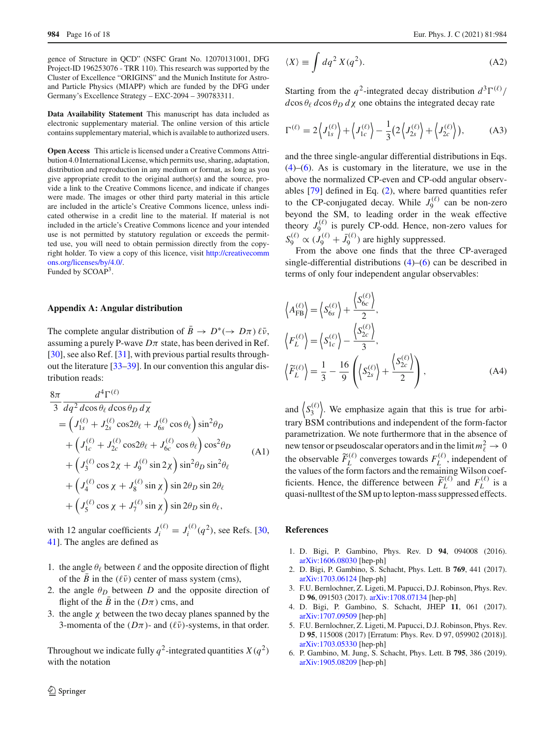gence of Structure in QCD" (NSFC Grant No. 12070131001, DFG Project-ID 196253076 - TRR 110). This research was supported by the Cluster of Excellence "ORIGINS" and the Munich Institute for Astro- and Particle Physics (MIAPP) which are funded by the DFG under Germany's Excellence Strategy – EXC-2094 – 390783311.

**Data Availability Statement** This manuscript has data included as electronic supplementary material. The online version of this article contains supplementary material, which is available to authorized users.

**Open Access** This article is licensed under a Creative Commons Attribution 4.0 International License, which permits use, sharing, adaptation, distribution and reproduction in any medium or format, as long as you give appropriate credit to the original author(s) and the source, provide a link to the Creative Commons licence, and indicate if changes were made. The images or other third party material in this article are included in the article's Creative Commons licence, unless indicated otherwise in a credit line to the material. If material is not included in the article's Creative Commons licence and your intended use is not permitted by statutory regulation or exceeds the permitted use, you will need to obtain permission directly from the copyright holder. To view a copy of this licence, visit http://creativecommons.org/licenses/by/4.0/.
Funded by SCOAP³.

## Appendix A: Angular distribution

The complete angular distribution of $\bar{B} \to D^*(\to D\pi)\,\ell\bar{\nu}$, assuming a purely P-wave $D\pi$ state, has been derived in Ref. [30], see also Ref. [31], with previous partial results throughout the literature [33–39]. In our convention this angular distribution reads:

$$
\begin{aligned}
&\frac{8\pi}{3}\frac{d^4\Gamma^{(\ell)}}{dq^2\, d\cos\theta_\ell\, d\cos\theta_D\, d\chi} \\
&= \left(J_{1s}^{(\ell)} + J_{2s}^{(\ell)}\cos 2\theta_\ell + J_{6s}^{(\ell)}\cos\theta_\ell\right)\sin^2\theta_D \\
&\quad + \left(J_{1c}^{(\ell)} + J_{2c}^{(\ell)}\cos 2\theta_\ell + J_{6c}^{(\ell)}\cos\theta_\ell\right)\cos^2\theta_D \\
&\quad + \left(J_3^{(\ell)}\cos 2\chi + J_9^{(\ell)}\sin 2\chi\right)\sin^2\theta_D\sin^2\theta_\ell \\
&\quad + \left(J_4^{(\ell)}\cos\chi + J_8^{(\ell)}\sin\chi\right)\sin 2\theta_D\sin 2\theta_\ell \\
&\quad + \left(J_5^{(\ell)}\cos\chi + J_7^{(\ell)}\sin\chi\right)\sin 2\theta_D\sin\theta_\ell,
\end{aligned}
\tag{A1}
$$

with 12 angular coefficients $J_i^{(\ell)} = J_i^{(\ell)}(q^2)$, see Refs. [30, 41]. The angles are defined as

1. the angle $\theta_\ell$ between $\ell$ and the opposite direction of flight of the $\bar{B}$ in the $(\ell\bar{\nu})$ center of mass system (cms),
2. the angle $\theta_D$ between $D$ and the opposite direction of flight of the $\bar{B}$ in the $(D\pi)$ cms, and
3. the angle $\chi$ between the two decay planes spanned by the 3-momenta of the $(D\pi)$- and $(\ell\bar{\nu})$-systems, in that order.

Throughout we indicate fully $q^2$-integrated quantities $X(q^2)$ with the notation

$$
\langle X \rangle \equiv \int dq^2\, X(q^2). \tag{A2}
$$

Starting from the $q^2$-integrated decay distribution $d^3\Gamma^{(\ell)}/d\cos\theta_\ell\, d\cos\theta_D\, d\chi$ one obtains the integrated decay rate

$$
\Gamma^{(\ell)} = 2\left\langle J_{1s}^{(\ell)}\right\rangle + \left\langle J_{1c}^{(\ell)}\right\rangle - \frac{1}{3}\left(2\left\langle J_{2s}^{(\ell)}\right\rangle + \left\langle J_{2c}^{(\ell)}\right\rangle\right), \tag{A3}
$$

and the three single-angular differential distributions in Eqs. (4)–(6). As is customary in the literature, we use in the above the normalized CP-even and CP-odd angular observables [79] defined in Eq. (2), where barred quantities refer to the CP-conjugated decay. While $J_9^{(\ell)}$ can be non-zero beyond the SM, to leading order in the weak effective theory $J_9^{(\ell)}$ is purely CP-odd. Hence, non-zero values for $S_9^{(\ell)} \propto (J_9^{(\ell)} + \bar{J}_9^{(\ell)})$ are highly suppressed.

From the above one finds that the three CP-averaged single-differential distributions (4)–(6) can be described in terms of only four independent angular observables:

$$
\begin{aligned}
\left\langle A_{\rm FB}^{(\ell)}\right\rangle &= \left\langle S_{6s}^{(\ell)}\right\rangle + \frac{\left\langle S_{6c}^{(\ell)}\right\rangle}{2}, \\
\left\langle F_L^{(\ell)}\right\rangle &= \left\langle S_{1c}^{(\ell)}\right\rangle - \frac{\left\langle S_{2c}^{(\ell)}\right\rangle}{3}, \\
\left\langle \widetilde{F}_L^{(\ell)}\right\rangle &= \frac{1}{3} - \frac{16}{9}\left(\left\langle S_{2s}^{(\ell)}\right\rangle + \frac{\left\langle S_{2c}^{(\ell)}\right\rangle}{2}\right),
\end{aligned}
\tag{A4}
$$

and $\left\langle S_3^{(\ell)}\right\rangle$. We emphasize again that this is true for arbitrary BSM contributions and independent of the form-factor parametrization. We note furthermore that in the absence of new tensor or pseudoscalar operators and in the limit $m_\ell^2 \to 0$ the observable $\widetilde{F}_L^{(\ell)}$ converges towards $F_L^{(\ell)}$, independent of the values of the form factors and the remaining Wilson coefficients. Hence, the difference between $\widetilde{F}_L^{(\ell)}$ and $F_L^{(\ell)}$ is a quasi-nulltest of the SM up to lepton-mass suppressed effects.

## References

1. D. Bigi, P. Gambino, Phys. Rev. D **94**, 094008 (2016). arXiv:1606.08030 [hep-ph]
2. D. Bigi, P. Gambino, S. Schacht, Phys. Lett. B **769**, 441 (2017). arXiv:1703.06124 [hep-ph]
3. F.U. Bernlochner, Z. Ligeti, M. Papucci, D.J. Robinson, Phys. Rev. D **96**, 091503 (2017). arXiv:1708.07134 [hep-ph]
4. D. Bigi, P. Gambino, S. Schacht, JHEP **11**, 061 (2017). arXiv:1707.09509 [hep-ph]
5. F.U. Bernlochner, Z. Ligeti, M. Papucci, D.J. Robinson, Phys. Rev. D **95**, 115008 (2017) [Erratum: Phys. Rev. D 97, 059902 (2018)]. arXiv:1703.05330 [hep-ph]
6. P. Gambino, M. Jung, S. Schacht, Phys. Lett. B **795**, 386 (2019). arXiv:1905.08209 [hep-ph]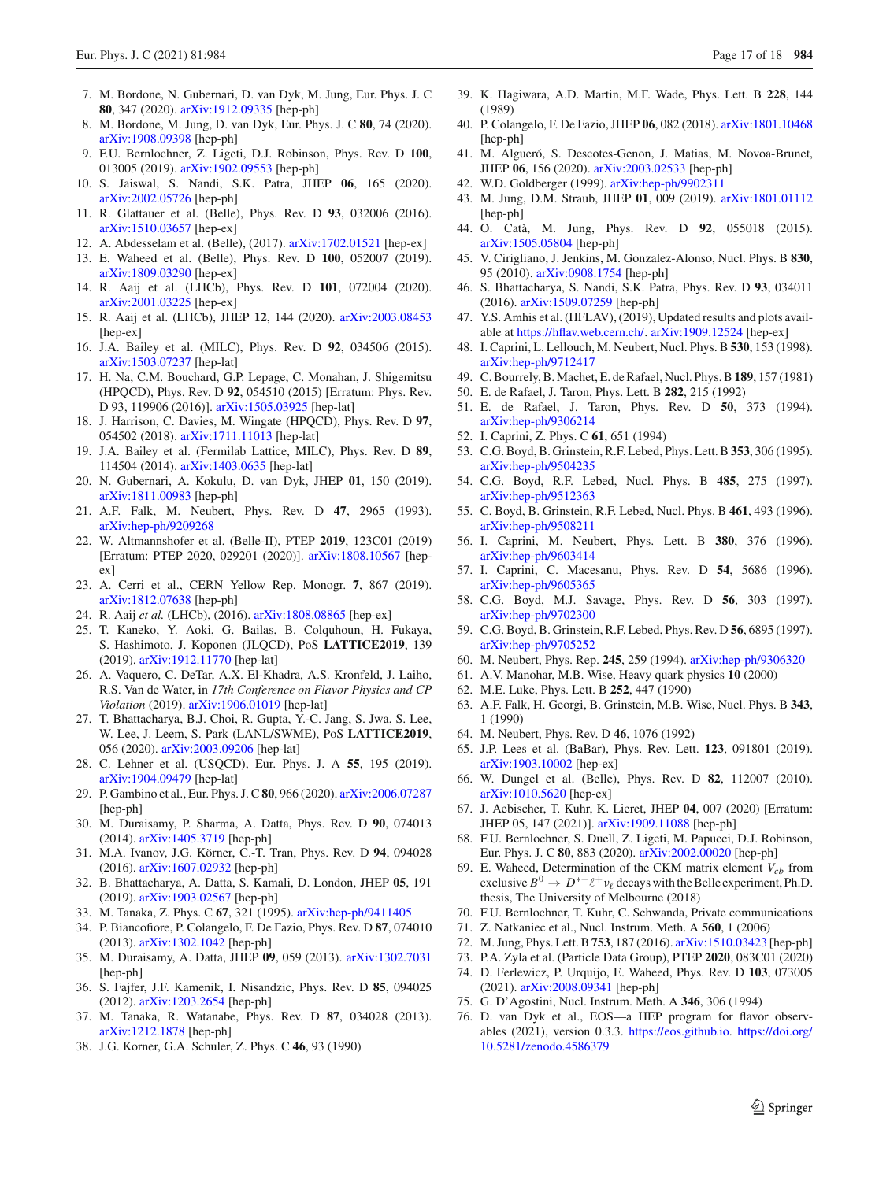7. M. Bordone, N. Gubernari, D. van Dyk, M. Jung, Eur. Phys. J. C **80**, 347 (2020). arXiv:1912.09335 [hep-ph]
8. M. Bordone, M. Jung, D. van Dyk, Eur. Phys. J. C **80**, 74 (2020). arXiv:1908.09398 [hep-ph]
9. F.U. Bernlochner, Z. Ligeti, D.J. Robinson, Phys. Rev. D **100**, 013005 (2019). arXiv:1902.09553 [hep-ph]
10. S. Jaiswal, S. Nandi, S.K. Patra, JHEP **06**, 165 (2020). arXiv:2002.05726 [hep-ph]
11. R. Glattauer et al. (Belle), Phys. Rev. D **93**, 032006 (2016). arXiv:1510.03657 [hep-ex]
12. A. Abdesselam et al. (Belle), (2017). arXiv:1702.01521 [hep-ex]
13. E. Waheed et al. (Belle), Phys. Rev. D **100**, 052007 (2019). arXiv:1809.03290 [hep-ex]
14. R. Aaij et al. (LHCb), Phys. Rev. D **101**, 072004 (2020). arXiv:2001.03225 [hep-ex]
15. R. Aaij et al. (LHCb), JHEP **12**, 144 (2020). arXiv:2003.08453 [hep-ex]
16. J.A. Bailey et al. (MILC), Phys. Rev. D **92**, 034506 (2015). arXiv:1503.07237 [hep-lat]
17. H. Na, C.M. Bouchard, G.P. Lepage, C. Monahan, J. Shigemitsu (HPQCD), Phys. Rev. D **92**, 054510 (2015) [Erratum: Phys. Rev. D 93, 119906 (2016)]. arXiv:1505.03925 [hep-lat]
18. J. Harrison, C. Davies, M. Wingate (HPQCD), Phys. Rev. D **97**, 054502 (2018). arXiv:1711.11013 [hep-lat]
19. J.A. Bailey et al. (Fermilab Lattice, MILC), Phys. Rev. D **89**, 114504 (2014). arXiv:1403.0635 [hep-lat]
20. N. Gubernari, A. Kokulu, D. van Dyk, JHEP **01**, 150 (2019). arXiv:1811.00983 [hep-ph]
21. A.F. Falk, M. Neubert, Phys. Rev. D **47**, 2965 (1993). arXiv:hep-ph/9209268
22. W. Altmannshofer et al. (Belle-II), PTEP **2019**, 123C01 (2019) [Erratum: PTEP 2020, 029201 (2020)]. arXiv:1808.10567 [hep-ex]
23. A. Cerri et al., CERN Yellow Rep. Monogr. **7**, 867 (2019). arXiv:1812.07638 [hep-ph]
24. R. Aaij *et al.* (LHCb), (2016). arXiv:1808.08865 [hep-ex]
25. T. Kaneko, Y. Aoki, G. Bailas, B. Colquhoun, H. Fukaya, S. Hashimoto, J. Koponen (JLQCD), PoS **LATTICE2019**, 139 (2019). arXiv:1912.11770 [hep-lat]
26. A. Vaquero, C. DeTar, A.X. El-Khadra, A.S. Kronfeld, J. Laiho, R.S. Van de Water, in *17th Conference on Flavor Physics and CP Violation* (2019). arXiv:1906.01019 [hep-lat]
27. T. Bhattacharya, B.J. Choi, R. Gupta, Y.-C. Jang, S. Jwa, S. Lee, W. Lee, J. Leem, S. Park (LANL/SWME), PoS **LATTICE2019**, 056 (2020). arXiv:2003.09206 [hep-lat]
28. C. Lehner et al. (USQCD), Eur. Phys. J. A **55**, 195 (2019). arXiv:1904.09479 [hep-lat]
29. P. Gambino et al., Eur. Phys. J. C **80**, 966 (2020). arXiv:2006.07287 [hep-ph]
30. M. Duraisamy, P. Sharma, A. Datta, Phys. Rev. D **90**, 074013 (2014). arXiv:1405.3719 [hep-ph]
31. M.A. Ivanov, J.G. Körner, C.-T. Tran, Phys. Rev. D **94**, 094028 (2016). arXiv:1607.02932 [hep-ph]
32. B. Bhattacharya, A. Datta, S. Kamali, D. London, JHEP **05**, 191 (2019). arXiv:1903.02567 [hep-ph]
33. M. Tanaka, Z. Phys. C **67**, 321 (1995). arXiv:hep-ph/9411405
34. P. Biancofiore, P. Colangelo, F. De Fazio, Phys. Rev. D **87**, 074010 (2013). arXiv:1302.1042 [hep-ph]
35. M. Duraisamy, A. Datta, JHEP **09**, 059 (2013). arXiv:1302.7031 [hep-ph]
36. S. Fajfer, J.F. Kamenik, I. Nisandzic, Phys. Rev. D **85**, 094025 (2012). arXiv:1203.2654 [hep-ph]
37. M. Tanaka, R. Watanabe, Phys. Rev. D **87**, 034028 (2013). arXiv:1212.1878 [hep-ph]
38. J.G. Korner, G.A. Schuler, Z. Phys. C **46**, 93 (1990)
39. K. Hagiwara, A.D. Martin, M.F. Wade, Phys. Lett. B **228**, 144 (1989)
40. P. Colangelo, F. De Fazio, JHEP **06**, 082 (2018). arXiv:1801.10468 [hep-ph]
41. M. Algueró, S. Descotes-Genon, J. Matias, M. Novoa-Brunet, JHEP **06**, 156 (2020). arXiv:2003.02533 [hep-ph]
42. W.D. Goldberger (1999). arXiv:hep-ph/9902311
43. M. Jung, D.M. Straub, JHEP **01**, 009 (2019). arXiv:1801.01112 [hep-ph]
44. O. Catà, M. Jung, Phys. Rev. D **92**, 055018 (2015). arXiv:1505.05804 [hep-ph]
45. V. Cirigliano, J. Jenkins, M. Gonzalez-Alonso, Nucl. Phys. B **830**, 95 (2010). arXiv:0908.1754 [hep-ph]
46. S. Bhattacharya, S. Nandi, S.K. Patra, Phys. Rev. D **93**, 034011 (2016). arXiv:1509.07259 [hep-ph]
47. Y.S. Amhis et al. (HFLAV), (2019), Updated results and plots available at https://hflav.web.cern.ch/. arXiv:1909.12524 [hep-ex]
48. I. Caprini, L. Lellouch, M. Neubert, Nucl. Phys. B **530**, 153 (1998). arXiv:hep-ph/9712417
49. C. Bourrely, B. Machet, E. de Rafael, Nucl. Phys. B **189**, 157 (1981)
50. E. de Rafael, J. Taron, Phys. Lett. B **282**, 215 (1992)
51. E. de Rafael, J. Taron, Phys. Rev. D **50**, 373 (1994). arXiv:hep-ph/9306214
52. I. Caprini, Z. Phys. C **61**, 651 (1994)
53. C.G. Boyd, B. Grinstein, R.F. Lebed, Phys. Lett. B **353**, 306 (1995). arXiv:hep-ph/9504235
54. C.G. Boyd, R.F. Lebed, Nucl. Phys. B **485**, 275 (1997). arXiv:hep-ph/9512363
55. C. Boyd, B. Grinstein, R.F. Lebed, Nucl. Phys. B **461**, 493 (1996). arXiv:hep-ph/9508211
56. I. Caprini, M. Neubert, Phys. Lett. B **380**, 376 (1996). arXiv:hep-ph/9603414
57. I. Caprini, C. Macesanu, Phys. Rev. D **54**, 5686 (1996). arXiv:hep-ph/9605365
58. C.G. Boyd, M.J. Savage, Phys. Rev. D **56**, 303 (1997). arXiv:hep-ph/9702300
59. C.G. Boyd, B. Grinstein, R.F. Lebed, Phys. Rev. D **56**, 6895 (1997). arXiv:hep-ph/9705252
60. M. Neubert, Phys. Rep. **245**, 259 (1994). arXiv:hep-ph/9306320
61. A.V. Manohar, M.B. Wise, Heavy quark physics **10** (2000)
62. M.E. Luke, Phys. Lett. B **252**, 447 (1990)
63. A.F. Falk, H. Georgi, B. Grinstein, M.B. Wise, Nucl. Phys. B **343**, 1 (1990)
64. M. Neubert, Phys. Rev. D **46**, 1076 (1992)
65. J.P. Lees et al. (BaBar), Phys. Rev. Lett. **123**, 091801 (2019). arXiv:1903.10002 [hep-ex]
66. W. Dungel et al. (Belle), Phys. Rev. D **82**, 112007 (2010). arXiv:1010.5620 [hep-ex]
67. J. Aebischer, T. Kuhr, K. Lieret, JHEP **04**, 007 (2020) [Erratum: JHEP 05, 147 (2021)]. arXiv:1909.11088 [hep-ph]
68. F.U. Bernlochner, S. Duell, Z. Ligeti, M. Papucci, D.J. Robinson, Eur. Phys. J. C **80**, 883 (2020). arXiv:2002.00020 [hep-ph]
69. E. Waheed, Determination of the CKM matrix element $V_{cb}$ from exclusive $B^0 \to D^{*-}\ell^+\nu_\ell$ decays with the Belle experiment, Ph.D. thesis, The University of Melbourne (2018)
70. F.U. Bernlochner, T. Kuhr, C. Schwanda, Private communications
71. Z. Natkaniec et al., Nucl. Instrum. Meth. A **560**, 1 (2006)
72. M. Jung, Phys. Lett. B **753**, 187 (2016). arXiv:1510.03423 [hep-ph]
73. P.A. Zyla et al. (Particle Data Group), PTEP **2020**, 083C01 (2020)
74. D. Ferlewicz, P. Urquijo, E. Waheed, Phys. Rev. D **103**, 073005 (2021). arXiv:2008.09341 [hep-ph]
75. G. D'Agostini, Nucl. Instrum. Meth. A **346**, 306 (1994)
76. D. van Dyk et al., EOS—a HEP program for flavor observables (2021), version 0.3.3. https://eos.github.io. https://doi.org/10.5281/zenodo.4586379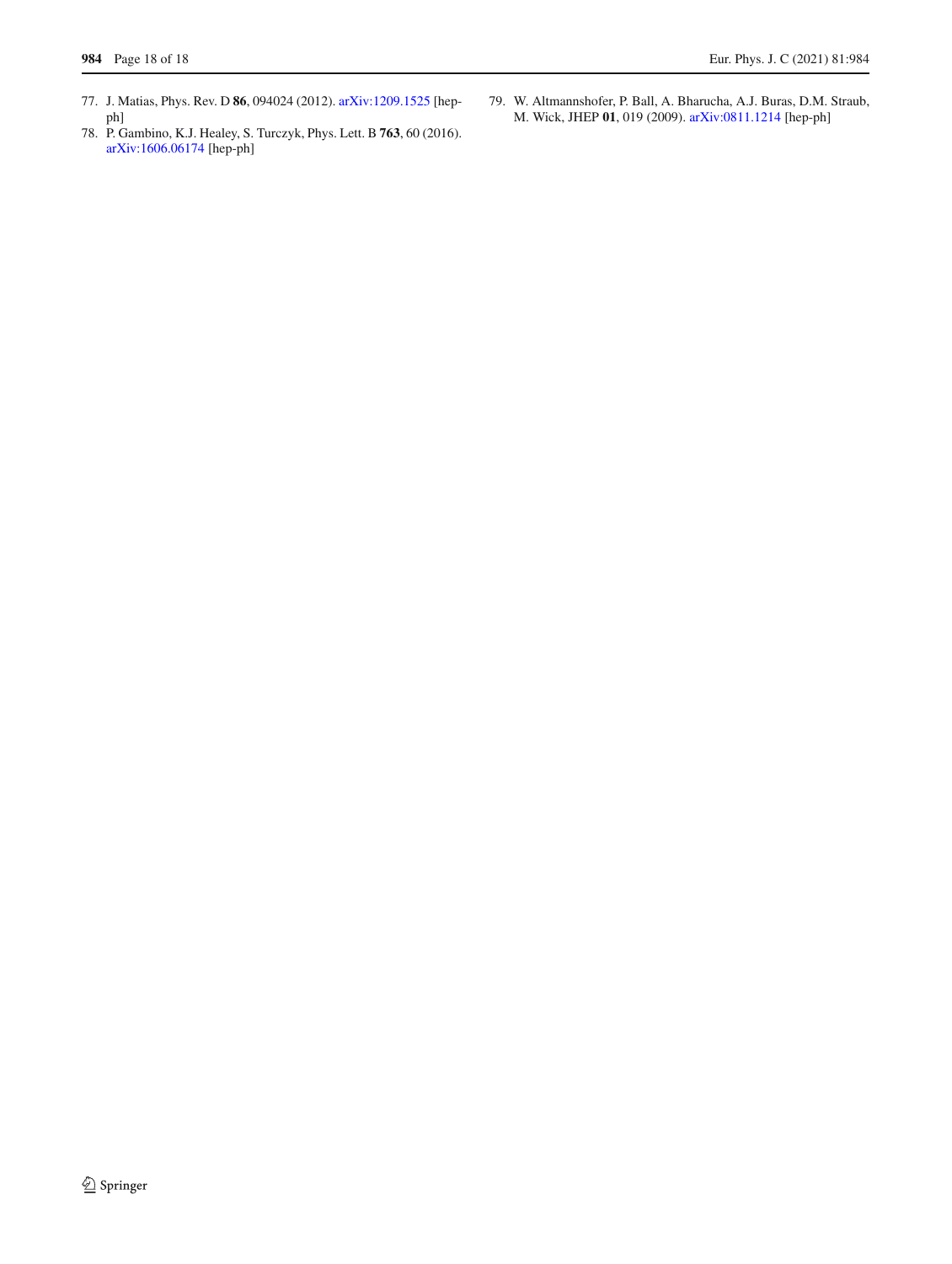77. J. Matias, Phys. Rev. D **86**, 094024 (2012). arXiv:1209.1525 [hep-ph]
78. P. Gambino, K.J. Healey, S. Turczyk, Phys. Lett. B **763**, 60 (2016). arXiv:1606.06174 [hep-ph]
79. W. Altmannshofer, P. Ball, A. Bharucha, A.J. Buras, D.M. Straub, M. Wick, JHEP **01**, 019 (2009). arXiv:0811.1214 [hep-ph]